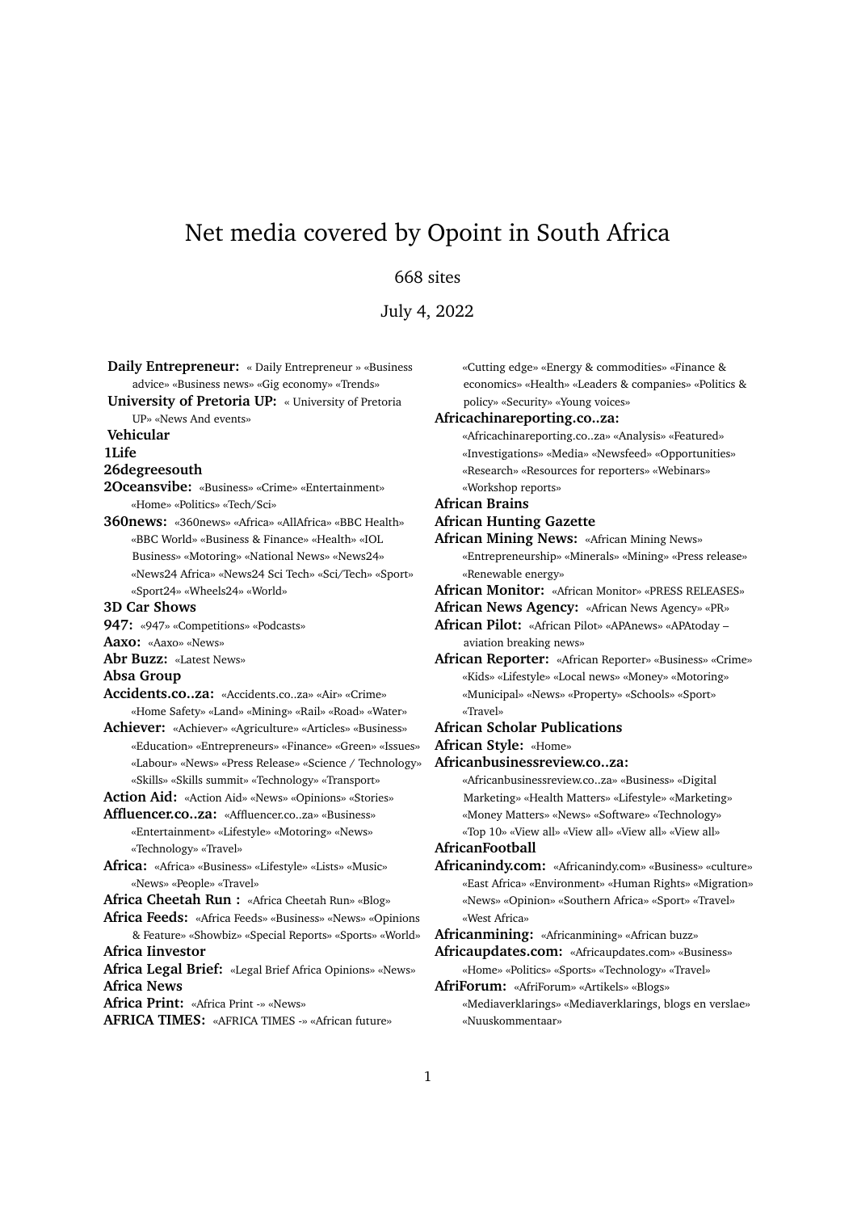# Net media covered by Opoint in South Africa

668 sites

July 4, 2022

**Daily Entrepreneur:** « Daily Entrepreneur » «Business advice» «Business news» «Gig economy» «Trends»

**University of Pretoria UP:** « University of Pretoria UP» «News And events»

**Vehicular**

**1Life**

**26degreesouth**

**2Oceansvibe:** «Business» «Crime» «Entertainment» «Home» «Politics» «Tech/Sci»

**360news:** «360news» «Africa» «AllAfrica» «BBC Health» «BBC World» «Business & Finance» «Health» «IOL Business» «Motoring» «National News» «News24» «News24 Africa» «News24 Sci Tech» «Sci/Tech» «Sport» «Sport24» «Wheels24» «World»

**3D Car Shows**

**947:** «947» «Competitions» «Podcasts»

**Aaxo:** «Aaxo» «News»

**Abr Buzz:** «Latest News»

**Absa Group**

**Accidents.co..za:** «Accidents.co..za» «Air» «Crime» «Home Safety» «Land» «Mining» «Rail» «Road» «Water»

**Achiever:** «Achiever» «Agriculture» «Articles» «Business» «Education» «Entrepreneurs» «Finance» «Green» «Issues» «Labour» «News» «Press Release» «Science / Technology» «Skills» «Skills summit» «Technology» «Transport»

**Action Aid:** «Action Aid» «News» «Opinions» «Stories»

**Affluencer.co..za:** «Affluencer.co..za» «Business» «Entertainment» «Lifestyle» «Motoring» «News» «Technology» «Travel»

**Africa:** «Africa» «Business» «Lifestyle» «Lists» «Music» «News» «People» «Travel»

**Africa Cheetah Run :** «Africa Cheetah Run» «Blog»

**Africa Feeds:** «Africa Feeds» «Business» «News» «Opinions & Feature» «Showbiz» «Special Reports» «Sports» «World»

**Africa Iinvestor**

**Africa Legal Brief:** «Legal Brief Africa Opinions» «News»

**Africa News**

**Africa Print:** «Africa Print -» «News»

**AFRICA TIMES:** «AFRICA TIMES -» «African future» «Cutting edge» «Energy & commodities» «Finance & economics» «Health» «Leaders & companies» «Politics & policy» «Security» «Young voices»

**Africachinareporting.co..za:** «Africachinareporting.co..za» «Analysis» «Featured» «Investigations» «Media» «Newsfeed» «Opportunities» «Research» «Resources for reporters» «Webinars» «Workshop reports»

**African Brains**

**African Hunting Gazette**

**African Mining News:** «African Mining News» «Entrepreneurship» «Minerals» «Mining» «Press release» «Renewable energy»

**African Monitor:** «African Monitor» «PRESS RELEASES»

**African News Agency:** «African News Agency» «PR»

**African Pilot:** «African Pilot» «APAnews» «APAtoday – aviation breaking news»

**African Reporter:** «African Reporter» «Business» «Crime» «Kids» «Lifestyle» «Local news» «Money» «Motoring» «Municipal» «News» «Property» «Schools» «Sport» «Travel»

**African Scholar Publications**

**African Style:** «Home»

**Africanbusinessreview.co..za:** «Africanbusinessreview.co..za» «Business» «Digital Marketing» «Health Matters» «Lifestyle» «Marketing» «Money Matters» «News» «Software» «Technology» «Top 10» «View all» «View all» «View all» «View all»

**AfricanFootball**

**Africanindy.com:** «Africanindy.com» «Business» «culture» «East Africa» «Environment» «Human Rights» «Migration» «News» «Opinion» «Southern Africa» «Sport» «Travel» «West Africa»

**Africanmining:** «Africanmining» «African buzz»

**Africaupdates.com:** «Africaupdates.com» «Business» «Home» «Politics» «Sports» «Technology» «Travel»

**AfriForum:** «AfriForum» «Artikels» «Blogs» «Mediaverklarings» «Mediaverklarings, blogs en verslae» «Nuuskommentaar»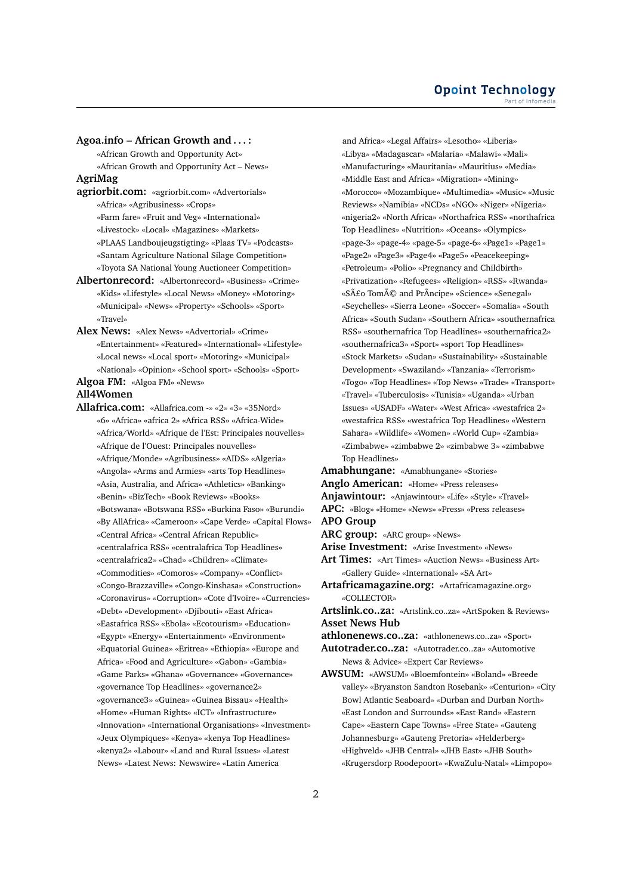**Agoa.info – African Growth and . . . :** «African Growth and Opportunity Act» «African Growth and Opportunity Act – News»

**AgriMag**

**agriorbit.com:** «agriorbit.com» «Advertorials» «Africa» «Agribusiness» «Crops» «Farm fare» «Fruit and Veg» «International» «Livestock» «Local» «Magazines» «Markets» «PLAAS Landboujeugstigting» «Plaas TV» «Podcasts» «Santam Agriculture National Silage Competition» «Toyota SA National Young Auctioneer Competition»

**Albertonrecord:** «Albertonrecord» «Business» «Crime» «Kids» «Lifestyle» «Local News» «Money» «Motoring» «Municipal» «News» «Property» «Schools» «Sport» «Travel»

**Alex News:** «Alex News» «Advertorial» «Crime» «Entertainment» «Featured» «International» «Lifestyle» «Local news» «Local sport» «Motoring» «Municipal» «National» «Opinion» «School sport» «Schools» «Sport»

**Algoa FM:** «Algoa FM» «News»

**All4Women**

**Allafrica.com:** «Allafrica.com -» «2» «3» «35Nord» «6» «Africa» «africa 2» «Africa RSS» «Africa-Wide» «Africa/World» «Afrique de l'Est: Principales nouvelles» «Afrique de l'Ouest: Principales nouvelles» «Afrique/Monde» «Agribusiness» «AIDS» «Algeria» «Angola» «Arms and Armies» «arts Top Headlines» «Asia, Australia, and Africa» «Athletics» «Banking» «Benin» «BizTech» «Book Reviews» «Books» «Botswana» «Botswana RSS» «Burkina Faso» «Burundi» «By AllAfrica» «Cameroon» «Cape Verde» «Capital Flows» «Central Africa» «Central African Republic» «centralafrica RSS» «centralafrica Top Headlines» «centralafrica2» «Chad» «Children» «Climate» «Commodities» «Comoros» «Company» «Conflict» «Congo-Brazzaville» «Congo-Kinshasa» «Construction» «Coronavirus» «Corruption» «Cote d'Ivoire» «Currencies» «Debt» «Development» «Djibouti» «East Africa» «Eastafrica RSS» «Ebola» «Ecotourism» «Education» «Egypt» «Energy» «Entertainment» «Environment» «Equatorial Guinea» «Eritrea» «Ethiopia» «Europe and Africa» «Food and Agriculture» «Gabon» «Gambia» «Game Parks» «Ghana» «Governance» «Governance» «governance Top Headlines» «governance2» «governance3» «Guinea» «Guinea Bissau» «Health» «Home» «Human Rights» «ICT» «Infrastructure» «Innovation» «International Organisations» «Investment» «Jeux Olympiques» «Kenya» «kenya Top Headlines» «kenya2» «Labour» «Land and Rural Issues» «Latest News» «Latest News: Newswire» «Latin America and Africa» «Legal Affairs» «Lesotho» «Liberia» «Libya» «Madagascar» «Malaria» «Malawi» «Mali» «Manufacturing» «Mauritania» «Mauritius» «Media» «Middle East and Africa» «Migration» «Mining» «Morocco» «Mozambique» «Multimedia» «Music» «Music Reviews» «Namibia» «NCDs» «NGO» «Niger» «Nigeria» «nigeria2» «North Africa» «Northafrica RSS» «northafrica Top Headlines» «Nutrition» «Oceans» «Olympics» «page-3» «page-4» «page-5» «page-6» «Page1» «Page1» «Page2» «Page3» «Page4» «Page5» «Peacekeeping» «Petroleum» «Polio» «Pregnancy and Childbirth» «Privatization» «Refugees» «Religion» «RSS» «Rwanda» «SÃ£o TomÃ© and PrÃncipe» «Science» «Senegal» «Seychelles» «Sierra Leone» «Soccer» «Somalia» «South Africa» «South Sudan» «Southern Africa» «southernafrica RSS» «southernafrica Top Headlines» «southernafrica2» «southernafrica3» «Sport» «sport Top Headlines» «Stock Markets» «Sudan» «Sustainability» «Sustainable Development» «Swaziland» «Tanzania» «Terrorism» «Togo» «Top Headlines» «Top News» «Trade» «Transport» «Travel» «Tuberculosis» «Tunisia» «Uganda» «Urban Issues» «USADF» «Water» «West Africa» «westafrica 2» «westafrica RSS» «westafrica Top Headlines» «Western Sahara» «Wildlife» «Women» «World Cup» «Zambia» «Zimbabwe» «zimbabwe 2» «zimbabwe 3» «zimbabwe Top Headlines»

**Amabhungane:** «Amabhungane» «Stories»

**Anglo American:** «Home» «Press releases»

**Anjawintour:** «Anjawintour» «Life» «Style» «Travel»

**APC:** «Blog» «Home» «News» «Press» «Press releases»

**APO Group**

**ARC group:** «ARC group» «News»

**Arise Investment:** «Arise Investment» «News»

**Art Times:** «Art Times» «Auction News» «Business Art» «Gallery Guide» «International» «SA Art»

**Artafricamagazine.org:** «Artafricamagazine.org» «COLLECTOR»

**Artslink.co..za:** «Artslink.co..za» «ArtSpoken & Reviews»

**Asset News Hub**

**athlonenews.co..za:** «athlonenews.co..za» «Sport»

**Autotrader.co..za:** «Autotrader.co..za» «Automotive News & Advice» «Expert Car Reviews»

**AWSUM:** «AWSUM» «Bloemfontein» «Boland» «Breede valley» «Bryanston Sandton Rosebank» «Centurion» «City Bowl Atlantic Seaboard» «Durban and Durban North» «East London and Surrounds» «East Rand» «Eastern Cape» «Eastern Cape Towns» «Free State» «Gauteng Johannesburg» «Gauteng Pretoria» «Helderberg» «Highveld» «JHB Central» «JHB East» «JHB South» «Krugersdorp Roodepoort» «KwaZulu-Natal» «Limpopo»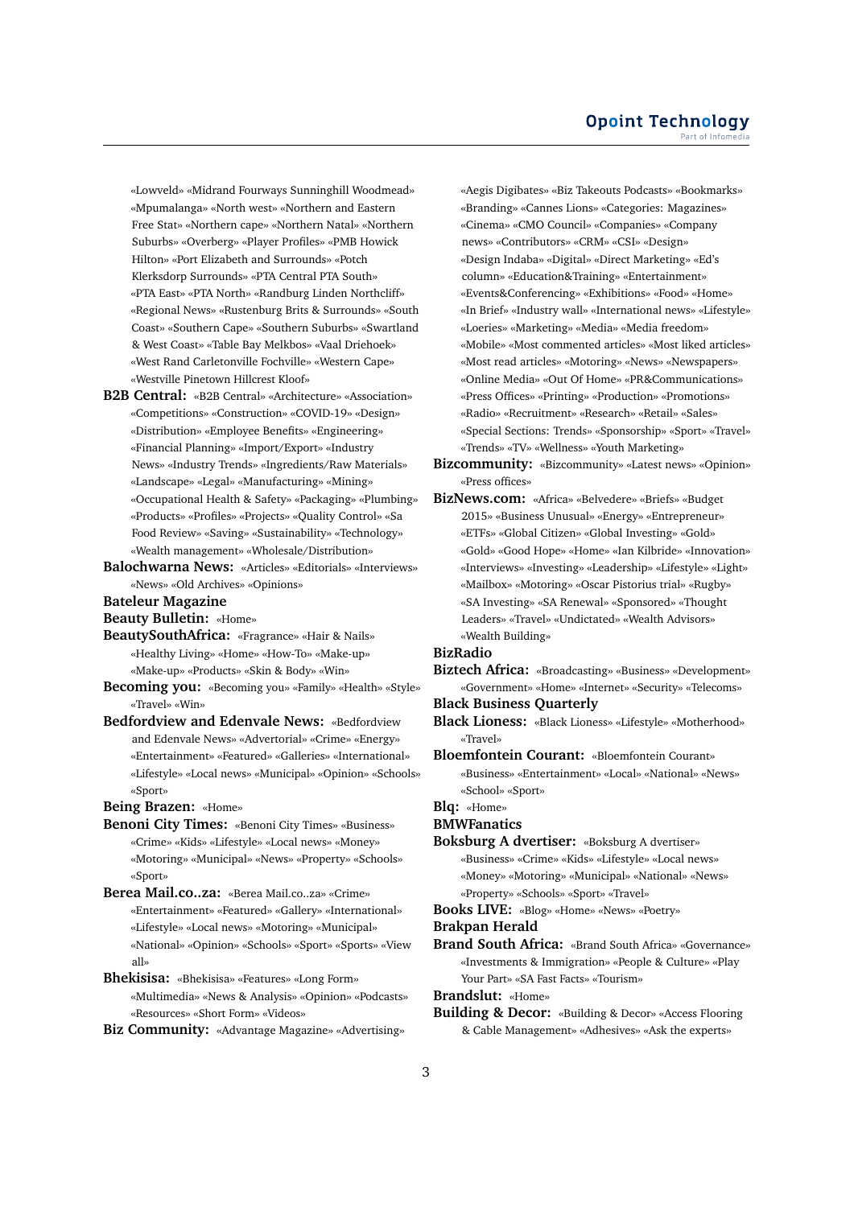«Lowveld» «Midrand Fourways Sunninghill Woodmead» «Mpumalanga» «North west» «Northern and Eastern Free Stat» «Northern cape» «Northern Natal» «Northern Suburbs» «Overberg» «Player Profiles» «PMB Howick Hilton» «Port Elizabeth and Surrounds» «Potch Klerksdorp Surrounds» «PTA Central PTA South» «PTA East» «PTA North» «Randburg Linden Northcliff» «Regional News» «Rustenburg Brits & Surrounds» «South Coast» «Southern Cape» «Southern Suburbs» «Swartland & West Coast» «Table Bay Melkbos» «Vaal Driehoek» «West Rand Carletonville Fochville» «Western Cape» «Westville Pinetown Hillcrest Kloof»

**B2B Central:** «B2B Central» «Architecture» «Association» «Competitions» «Construction» «COVID-19» «Design» «Distribution» «Employee Benefits» «Engineering» «Financial Planning» «Import/Export» «Industry News» «Industry Trends» «Ingredients/Raw Materials» «Landscape» «Legal» «Manufacturing» «Mining» «Occupational Health & Safety» «Packaging» «Plumbing» «Products» «Profiles» «Projects» «Quality Control» «Sa Food Review» «Saving» «Sustainability» «Technology» «Wealth management» «Wholesale/Distribution»

**Balochwarna News:** «Articles» «Editorials» «Interviews» «News» «Old Archives» «Opinions»

**Bateleur Magazine**

**Beauty Bulletin:** «Home»

**BeautySouthAfrica:** «Fragrance» «Hair & Nails» «Healthy Living» «Home» «How-To» «Make-up» «Make-up» «Products» «Skin & Body» «Win»

**Becoming you:** «Becoming you» «Family» «Health» «Style» «Travel» «Win»

**Bedfordview and Edenvale News:** «Bedfordview and Edenvale News» «Advertorial» «Crime» «Energy» «Entertainment» «Featured» «Galleries» «International» «Lifestyle» «Local news» «Municipal» «Opinion» «Schools» «Sport»

**Being Brazen:** «Home»

**Benoni City Times:** «Benoni City Times» «Business» «Crime» «Kids» «Lifestyle» «Local news» «Money» «Motoring» «Municipal» «News» «Property» «Schools» «Sport»

**Berea Mail.co..za:** «Berea Mail.co..za» «Crime» «Entertainment» «Featured» «Gallery» «International» «Lifestyle» «Local news» «Motoring» «Municipal» «National» «Opinion» «Schools» «Sport» «Sports» «View all»

**Bhekisisa:** «Bhekisisa» «Features» «Long Form» «Multimedia» «News & Analysis» «Opinion» «Podcasts» «Resources» «Short Form» «Videos»

**Biz Community:** «Advantage Magazine» «Advertising» «Aegis Digibates» «Biz Takeouts Podcasts» «Bookmarks» «Branding» «Cannes Lions» «Categories: Magazines» «Cinema» «CMO Council» «Companies» «Company news» «Contributors» «CRM» «CSI» «Design» «Design Indaba» «Digital» «Direct Marketing» «Ed's column» «Education&Training» «Entertainment» «Events&Conferencing» «Exhibitions» «Food» «Home» «In Brief» «Industry wall» «International news» «Lifestyle» «Loeries» «Marketing» «Media» «Media freedom» «Mobile» «Most commented articles» «Most liked articles» «Most read articles» «Motoring» «News» «Newspapers» «Online Media» «Out Of Home» «PR&Communications» «Press Offices» «Printing» «Production» «Promotions» «Radio» «Recruitment» «Research» «Retail» «Sales» «Special Sections: Trends» «Sponsorship» «Sport» «Travel» «Trends» «TV» «Wellness» «Youth Marketing»

**Bizcommunity:** «Bizcommunity» «Latest news» «Opinion» «Press offices»

**BizNews.com:** «Africa» «Belvedere» «Briefs» «Budget 2015» «Business Unusual» «Energy» «Entrepreneur» «ETFs» «Global Citizen» «Global Investing» «Gold» «Gold» «Good Hope» «Home» «Ian Kilbride» «Innovation» «Interviews» «Investing» «Leadership» «Lifestyle» «Light» «Mailbox» «Motoring» «Oscar Pistorius trial» «Rugby» «SA Investing» «SA Renewal» «Sponsored» «Thought Leaders» «Travel» «Undictated» «Wealth Advisors» «Wealth Building»

**BizRadio**

**Biztech Africa:** «Broadcasting» «Business» «Development» «Government» «Home» «Internet» «Security» «Telecoms»

**Black Business Quarterly**

**Black Lioness:** «Black Lioness» «Lifestyle» «Motherhood» «Travel»

**Bloemfontein Courant:** «Bloemfontein Courant» «Business» «Entertainment» «Local» «National» «News» «School» «Sport»

**Blq:** «Home»

**BMWFanatics**

**Boksburg A dvertiser:** «Boksburg A dvertiser» «Business» «Crime» «Kids» «Lifestyle» «Local news» «Money» «Motoring» «Municipal» «National» «News» «Property» «Schools» «Sport» «Travel»

**Books LIVE:** «Blog» «Home» «News» «Poetry»

**Brakpan Herald**

**Brand South Africa:** «Brand South Africa» «Governance» «Investments & Immigration» «People & Culture» «Play Your Part» «SA Fast Facts» «Tourism»

**Brandslut:** «Home»

**Building & Decor:** «Building & Decor» «Access Flooring & Cable Management» «Adhesives» «Ask the experts»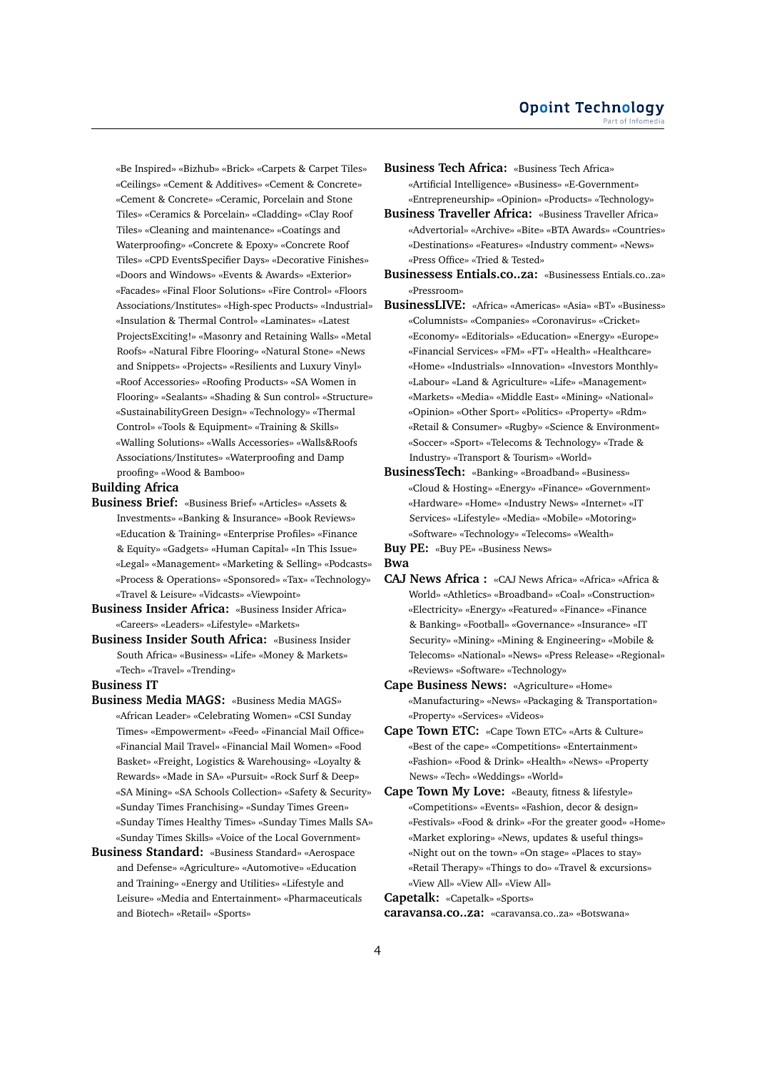«Be Inspired» «Bizhub» «Brick» «Carpets & Carpet Tiles» «Ceilings» «Cement & Additives» «Cement & Concrete» «Cement & Concrete» «Ceramic, Porcelain and Stone Tiles» «Ceramics & Porcelain» «Cladding» «Clay Roof Tiles» «Cleaning and maintenance» «Coatings and Waterproofing» «Concrete & Epoxy» «Concrete Roof Tiles» «CPD EventsSpecifier Days» «Decorative Finishes» «Doors and Windows» «Events & Awards» «Exterior» «Facades» «Final Floor Solutions» «Fire Control» «Floors Associations/Institutes» «High-spec Products» «Industrial» «Insulation & Thermal Control» «Laminates» «Latest ProjectsExciting!» «Masonry and Retaining Walls» «Metal Roofs» «Natural Fibre Flooring» «Natural Stone» «News and Snippets» «Projects» «Resilients and Luxury Vinyl» «Roof Accessories» «Roofing Products» «SA Women in Flooring» «Sealants» «Shading & Sun control» «Structure» «SustainabilityGreen Design» «Technology» «Thermal Control» «Tools & Equipment» «Training & Skills» «Walling Solutions» «Walls Accessories» «Walls&Roofs Associations/Institutes» «Waterproofing and Damp proofing» «Wood & Bamboo»

**Building Africa**

**Business Brief:** «Business Brief» «Articles» «Assets & Investments» «Banking & Insurance» «Book Reviews» «Education & Training» «Enterprise Profiles» «Finance & Equity» «Gadgets» «Human Capital» «In This Issue» «Legal» «Management» «Marketing & Selling» «Podcasts» «Process & Operations» «Sponsored» «Tax» «Technology» «Travel & Leisure» «Vidcasts» «Viewpoint»

**Business Insider Africa:** «Business Insider Africa» «Careers» «Leaders» «Lifestyle» «Markets»

**Business Insider South Africa:** «Business Insider South Africa» «Business» «Life» «Money & Markets» «Tech» «Travel» «Trending»

**Business IT**

**Business Media MAGS:** «Business Media MAGS» «African Leader» «Celebrating Women» «CSI Sunday Times» «Empowerment» «Feed» «Financial Mail Office» «Financial Mail Travel» «Financial Mail Women» «Food Basket» «Freight, Logistics & Warehousing» «Loyalty & Rewards» «Made in SA» «Pursuit» «Rock Surf & Deep» «SA Mining» «SA Schools Collection» «Safety & Security» «Sunday Times Franchising» «Sunday Times Green» «Sunday Times Healthy Times» «Sunday Times Malls SA» «Sunday Times Skills» «Voice of the Local Government»

**Business Standard:** «Business Standard» «Aerospace and Defense» «Agriculture» «Automotive» «Education and Training» «Energy and Utilities» «Lifestyle and Leisure» «Media and Entertainment» «Pharmaceuticals and Biotech» «Retail» «Sports»

**Business Tech Africa:** «Business Tech Africa» «Artificial Intelligence» «Business» «E-Government» «Entrepreneurship» «Opinion» «Products» «Technology»

**Business Traveller Africa:** «Business Traveller Africa» «Advertorial» «Archive» «Bite» «BTA Awards» «Countries» «Destinations» «Features» «Industry comment» «News» «Press Office» «Tried & Tested»

**Businessess Entials.co..za:** «Businessess Entials.co..za» «Pressroom»

**BusinessLIVE:** «Africa» «Americas» «Asia» «BT» «Business» «Columnists» «Companies» «Coronavirus» «Cricket» «Economy» «Editorials» «Education» «Energy» «Europe» «Financial Services» «FM» «FT» «Health» «Healthcare» «Home» «Industrials» «Innovation» «Investors Monthly» «Labour» «Land & Agriculture» «Life» «Management» «Markets» «Media» «Middle East» «Mining» «National» «Opinion» «Other Sport» «Politics» «Property» «Rdm» «Retail & Consumer» «Rugby» «Science & Environment» «Soccer» «Sport» «Telecoms & Technology» «Trade & Industry» «Transport & Tourism» «World»

**BusinessTech:** «Banking» «Broadband» «Business» «Cloud & Hosting» «Energy» «Finance» «Government» «Hardware» «Home» «Industry News» «Internet» «IT Services» «Lifestyle» «Media» «Mobile» «Motoring» «Software» «Technology» «Telecoms» «Wealth»

**Buy PE:** «Buy PE» «Business News»

**Bwa**

**CAJ News Africa :** «CAJ News Africa» «Africa» «Africa & World» «Athletics» «Broadband» «Coal» «Construction» «Electricity» «Energy» «Featured» «Finance» «Finance & Banking» «Football» «Governance» «Insurance» «IT Security» «Mining» «Mining & Engineering» «Mobile & Telecoms» «National» «News» «Press Release» «Regional» «Reviews» «Software» «Technology»

**Cape Business News:** «Agriculture» «Home» «Manufacturing» «News» «Packaging & Transportation» «Property» «Services» «Videos»

**Cape Town ETC:** «Cape Town ETC» «Arts & Culture» «Best of the cape» «Competitions» «Entertainment» «Fashion» «Food & Drink» «Health» «News» «Property News» «Tech» «Weddings» «World»

**Cape Town My Love:** «Beauty, fitness & lifestyle» «Competitions» «Events» «Fashion, decor & design» «Festivals» «Food & drink» «For the greater good» «Home» «Market exploring» «News, updates & useful things» «Night out on the town» «On stage» «Places to stay» «Retail Therapy» «Things to do» «Travel & excursions» «View All» «View All» «View All»

**Capetalk:** «Capetalk» «Sports»

**caravansa.co..za:** «caravansa.co..za» «Botswana»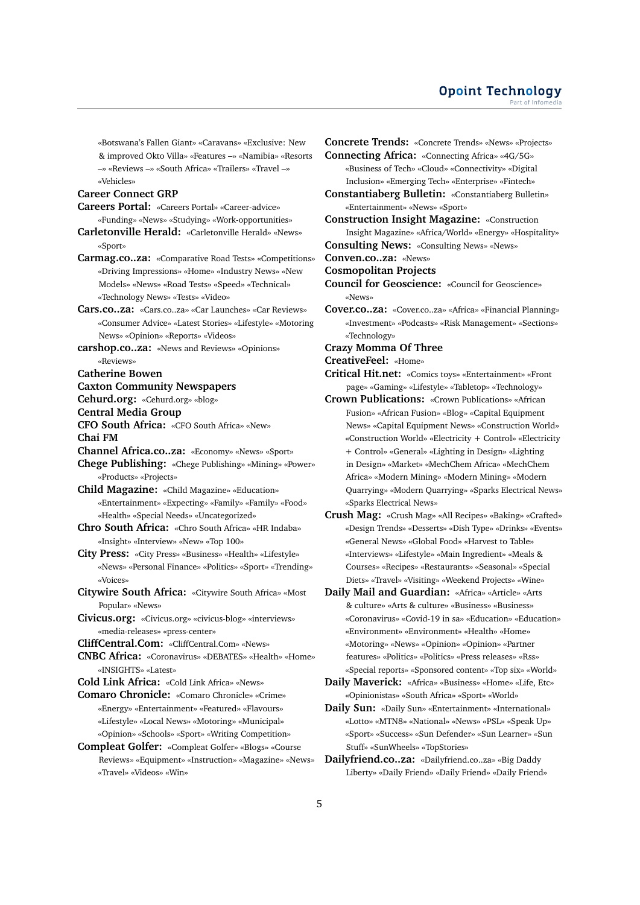«Botswana's Fallen Giant» «Caravans» «Exclusive: New & improved Okto Villa» «Features –» «Namibia» «Resorts –» «Reviews –» «South Africa» «Trailers» «Travel –» «Vehicles»

**Career Connect GRP**

**Careers Portal:** «Careers Portal» «Career-advice» «Funding» «News» «Studying» «Work-opportunities»

**Carletonville Herald:** «Carletonville Herald» «News» «Sport»

**Carmag.co..za:** «Comparative Road Tests» «Competitions» «Driving Impressions» «Home» «Industry News» «New Models» «News» «Road Tests» «Speed» «Technical» «Technology News» «Tests» «Video»

**Cars.co..za:** «Cars.co..za» «Car Launches» «Car Reviews» «Consumer Advice» «Latest Stories» «Lifestyle» «Motoring News» «Opinion» «Reports» «Videos»

**carshop.co..za:** «News and Reviews» «Opinions» «Reviews»

**Catherine Bowen**

**Caxton Community Newspapers**

**Cehurd.org:** «Cehurd.org» «blog»

**Central Media Group**

**CFO South Africa:** «CFO South Africa» «New»

**Chai FM**

**Channel Africa.co..za:** «Economy» «News» «Sport»

**Chege Publishing:** «Chege Publishing» «Mining» «Power» «Products» «Projects»

**Child Magazine:** «Child Magazine» «Education» «Entertainment» «Expecting» «Family» «Family» «Food» «Health» «Special Needs» «Uncategorized»

**Chro South Africa:** «Chro South Africa» «HR Indaba» «Insight» «Interview» «New» «Top 100»

**City Press:** «City Press» «Business» «Health» «Lifestyle» «News» «Personal Finance» «Politics» «Sport» «Trending» «Voices»

**Citywire South Africa:** «Citywire South Africa» «Most Popular» «News»

**Civicus.org:** «Civicus.org» «civicus-blog» «interviews» «media-releases» «press-center»

**CliffCentral.Com:** «CliffCentral.Com» «News»

**CNBC Africa:** «Coronavirus» «DEBATES» «Health» «Home» «INSIGHTS» «Latest»

**Cold Link Africa:** «Cold Link Africa» «News»

**Comaro Chronicle:** «Comaro Chronicle» «Crime» «Energy» «Entertainment» «Featured» «Flavours» «Lifestyle» «Local News» «Motoring» «Municipal» «Opinion» «Schools» «Sport» «Writing Competition»

**Compleat Golfer:** «Compleat Golfer» «Blogs» «Course Reviews» «Equipment» «Instruction» «Magazine» «News» «Travel» «Videos» «Win»

**Concrete Trends:** «Concrete Trends» «News» «Projects»

**Connecting Africa:** «Connecting Africa» «4G/5G» «Business of Tech» «Cloud» «Connectivity» «Digital Inclusion» «Emerging Tech» «Enterprise» «Fintech»

**Constantiaberg Bulletin:** «Constantiaberg Bulletin» «Entertainment» «News» «Sport»

**Construction Insight Magazine:** «Construction Insight Magazine» «Africa/World» «Energy» «Hospitality»

**Consulting News:** «Consulting News» «News»

**Conven.co..za:** «News»

**Cosmopolitan Projects**

**Council for Geoscience:** «Council for Geoscience» «News»

**Cover.co..za:** «Cover.co..za» «Africa» «Financial Planning» «Investment» «Podcasts» «Risk Management» «Sections» «Technology»

**Crazy Momma Of Three**

**CreativeFeel:** «Home»

**Critical Hit.net:** «Comics toys» «Entertainment» «Front page» «Gaming» «Lifestyle» «Tabletop» «Technology»

**Crown Publications:** «Crown Publications» «African Fusion» «African Fusion» «Blog» «Capital Equipment News» «Capital Equipment News» «Construction World» «Construction World» «Electricity + Control» «Electricity + Control» «General» «Lighting in Design» «Lighting in Design» «Market» «MechChem Africa» «MechChem Africa» «Modern Mining» «Modern Mining» «Modern Quarrying» «Modern Quarrying» «Sparks Electrical News» «Sparks Electrical News»

**Crush Mag:** «Crush Mag» «All Recipes» «Baking» «Crafted» «Design Trends» «Desserts» «Dish Type» «Drinks» «Events» «General News» «Global Food» «Harvest to Table» «Interviews» «Lifestyle» «Main Ingredient» «Meals & Courses» «Recipes» «Restaurants» «Seasonal» «Special Diets» «Travel» «Visiting» «Weekend Projects» «Wine»

**Daily Mail and Guardian:** «Africa» «Article» «Arts & culture» «Arts & culture» «Business» «Business» «Coronavirus» «Covid-19 in sa» «Education» «Education» «Environment» «Environment» «Health» «Home» «Motoring» «News» «Opinion» «Opinion» «Partner features» «Politics» «Politics» «Press releases» «Rss» «Special reports» «Sponsored content» «Top six» «World»

**Daily Maverick:** «Africa» «Business» «Home» «Life, Etc» «Opinionistas» «South Africa» «Sport» «World»

**Daily Sun:** «Daily Sun» «Entertainment» «International» «Lotto» «MTN8» «National» «News» «PSL» «Speak Up» «Sport» «Success» «Sun Defender» «Sun Learner» «Sun Stuff» «SunWheels» «TopStories»

**Dailyfriend.co..za:** «Dailyfriend.co..za» «Big Daddy Liberty» «Daily Friend» «Daily Friend»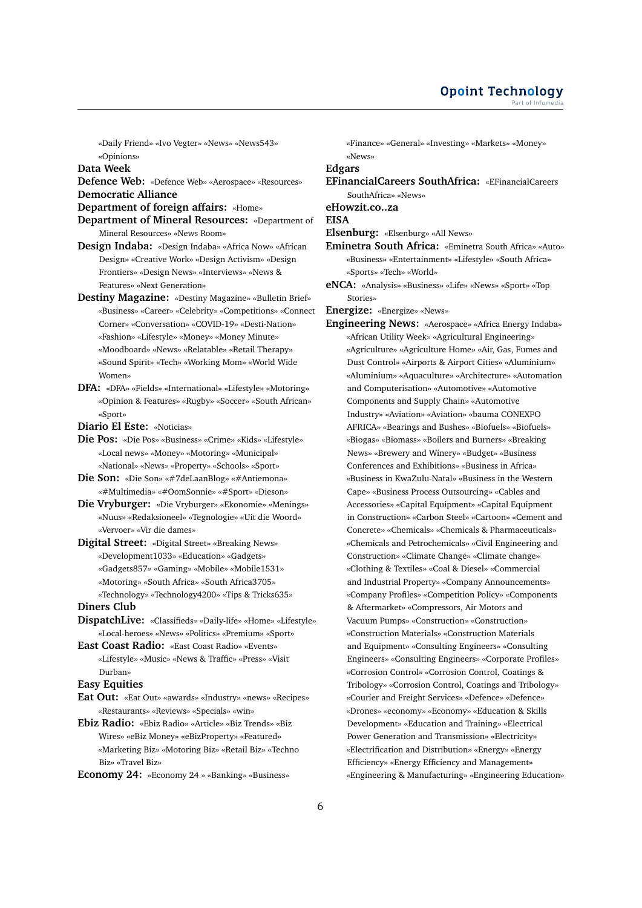«Daily Friend» «Ivo Vegter» «News» «News543» «Opinions»

**Data Week**

**Defence Web:** «Defence Web» «Aerospace» «Resources»

**Democratic Alliance**

**Department of foreign affairs:** «Home»

**Department of Mineral Resources:** «Department of Mineral Resources» «News Room»

**Design Indaba:** «Design Indaba» «Africa Now» «African Design» «Creative Work» «Design Activism» «Design Frontiers» «Design News» «Interviews» «News & Features» «Next Generation»

**Destiny Magazine:** «Destiny Magazine» «Bulletin Brief» «Business» «Career» «Celebrity» «Competitions» «Connect Corner» «Conversation» «COVID-19» «Desti-Nation» «Fashion» «Lifestyle» «Money» «Money Minute» «Moodboard» «News» «Relatable» «Retail Therapy» «Sound Spirit» «Tech» «Working Mom» «World Wide Women»

**DFA:** «DFA» «Fields» «International» «Lifestyle» «Motoring» «Opinion & Features» «Rugby» «Soccer» «South African» «Sport»

**Diario El Este:** «Noticias»

**Die Pos:** «Die Pos» «Business» «Crime» «Kids» «Lifestyle» «Local news» «Money» «Motoring» «Municipal» «National» «News» «Property» «Schools» «Sport»

**Die Son:** «Die Son» «#7deLaanBlog» «#Antiemona» «#Multimedia» «#OomSonnie» «#Sport» «Dieson»

**Die Vryburger:** «Die Vryburger» «Ekonomie» «Menings» «Nuus» «Redaksioneel» «Tegnologie» «Uit die Woord» «Vervoer» «Vir die dames»

**Digital Street:** «Digital Street» «Breaking News» «Development1033» «Education» «Gadgets» «Gadgets857» «Gaming» «Mobile» «Mobile1531» «Motoring» «South Africa» «South Africa3705» «Technology» «Technology4200» «Tips & Tricks635»

**Diners Club**

**DispatchLive:** «Classifieds» «Daily-life» «Home» «Lifestyle» «Local-heroes» «News» «Politics» «Premium» «Sport»

**East Coast Radio:** «East Coast Radio» «Events» «Lifestyle» «Music» «News & Traffic» «Press» «Visit Durban»

**Easy Equities**

**Eat Out:** «Eat Out» «awards» «Industry» «news» «Recipes» «Restaurants» «Reviews» «Specials» «win»

**Ebiz Radio:** «Ebiz Radio» «Article» «Biz Trends» «Biz Wires» «eBiz Money» «eBizProperty» «Featured» «Marketing Biz» «Motoring Biz» «Retail Biz» «Techno Biz» «Travel Biz»

**Economy 24:** «Economy 24 » «Banking» «Business» «Finance» «General» «Investing» «Markets» «Money» «News»

**Edgars**

**EFinancialCareers SouthAfrica:** «EFinancialCareers SouthAfrica» «News»

**eHowzit.co..za**

**EISA**

**Elsenburg:** «Elsenburg» «All News»

**Eminetra South Africa:** «Eminetra South Africa» «Auto» «Business» «Entertainment» «Lifestyle» «South Africa» «Sports» «Tech» «World»

**eNCA:** «Analysis» «Business» «Life» «News» «Sport» «Top Stories»

**Energize:** «Energize» «News»

**Engineering News:** «Aerospace» «Africa Energy Indaba» «African Utility Week» «Agricultural Engineering» «Agriculture» «Agriculture Home» «Air, Gas, Fumes and Dust Control» «Airports & Airport Cities» «Aluminium» «Aquaculture» «Architecture» «Automation and Computerisation» «Automotive» «Automotive Components and Supply Chain» «Automotive Industry» «Aviation» «Aviation» «bauma CONEXPO AFRICA» «Bearings and Bushes» «Biofuels» «Biofuels» «Biogas» «Biomass» «Boilers and Burners» «Breaking News» «Brewery and Winery» «Budget» «Business Conferences and Exhibitions» «Business in Africa» «Business in KwaZulu-Natal» «Business in the Western Cape» «Business Process Outsourcing» «Cables and Accessories» «Capital Equipment» «Capital Equipment in Construction» «Carbon Steel» «Cartoon» «Cement and Concrete» «Chemicals» «Chemicals & Pharmaceuticals» «Chemicals and Petrochemicals» «Civil Engineering and Construction» «Climate Change» «Climate change» «Clothing & Textiles» «Coal & Diesel» «Commercial and Industrial Property» «Company Announcements» «Company Profiles» «Competition Policy» «Components & Aftermarket» «Compressors, Air Motors and Vacuum Pumps» «Construction» «Construction» «Construction Materials» «Construction Materials and Equipment» «Consulting Engineers» «Consulting Engineers» «Consulting Engineers» «Corporate Profiles» «Corrosion Control» «Corrosion Control, Coatings & Tribology» «Corrosion Control, Coatings and Tribology» «Courier and Freight Services» «Defence» «Defence» «Drones» «economy» «Economy» «Education & Skills Development» «Education and Training» «Electrical Power Generation and Transmission» «Electricity» «Electrification and Distribution» «Energy» «Energy Efficiency» «Energy Efficiency and Management» «Engineering & Manufacturing» «Engineering Education»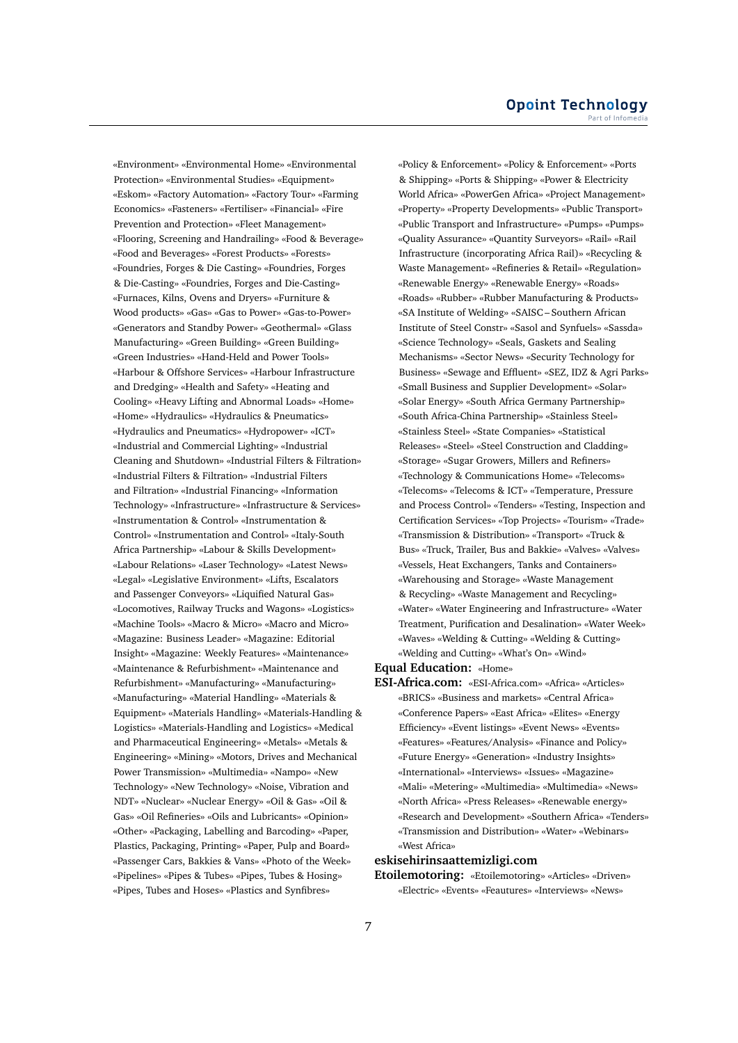«Environment» «Environmental Home» «Environmental Protection» «Environmental Studies» «Equipment» «Eskom» «Factory Automation» «Factory Tour» «Farming Economics» «Fasteners» «Fertiliser» «Financial» «Fire Prevention and Protection» «Fleet Management» «Flooring, Screening and Handrailing» «Food & Beverage» «Food and Beverages» «Forest Products» «Forests» «Foundries, Forges & Die Casting» «Foundries, Forges & Die-Casting» «Foundries, Forges and Die-Casting» «Furnaces, Kilns, Ovens and Dryers» «Furniture & Wood products» «Gas» «Gas to Power» «Gas-to-Power» «Generators and Standby Power» «Geothermal» «Glass Manufacturing» «Green Building» «Green Building» «Green Industries» «Hand-Held and Power Tools» «Harbour & Offshore Services» «Harbour Infrastructure and Dredging» «Health and Safety» «Heating and Cooling» «Heavy Lifting and Abnormal Loads» «Home» «Home» «Hydraulics» «Hydraulics & Pneumatics» «Hydraulics and Pneumatics» «Hydropower» «ICT» «Industrial and Commercial Lighting» «Industrial Cleaning and Shutdown» «Industrial Filters & Filtration» «Industrial Filters & Filtration» «Industrial Filters and Filtration» «Industrial Financing» «Information Technology» «Infrastructure» «Infrastructure & Services» «Instrumentation & Control» «Instrumentation & Control» «Instrumentation and Control» «Italy-South Africa Partnership» «Labour & Skills Development» «Labour Relations» «Laser Technology» «Latest News» «Legal» «Legislative Environment» «Lifts, Escalators and Passenger Conveyors» «Liquified Natural Gas» «Locomotives, Railway Trucks and Wagons» «Logistics» «Machine Tools» «Macro & Micro» «Macro and Micro» «Magazine: Business Leader» «Magazine: Editorial Insight» «Magazine: Weekly Features» «Maintenance» «Maintenance & Refurbishment» «Maintenance and Refurbishment» «Manufacturing» «Manufacturing» «Manufacturing» «Material Handling» «Materials & Equipment» «Materials Handling» «Materials-Handling & Logistics» «Materials-Handling and Logistics» «Medical and Pharmaceutical Engineering» «Metals» «Metals & Engineering» «Mining» «Motors, Drives and Mechanical Power Transmission» «Multimedia» «Nampo» «New Technology» «New Technology» «Noise, Vibration and NDT» «Nuclear» «Nuclear Energy» «Oil & Gas» «Oil & Gas» «Oil Refineries» «Oils and Lubricants» «Opinion» «Other» «Packaging, Labelling and Barcoding» «Paper, Plastics, Packaging, Printing» «Paper, Pulp and Board» «Passenger Cars, Bakkies & Vans» «Photo of the Week» «Pipelines» «Pipes & Tubes» «Pipes, Tubes & Hosing» «Pipes, Tubes and Hoses» «Plastics and Synfibres» «Policy & Enforcement» «Policy & Enforcement» «Ports & Shipping» «Ports & Shipping» «Power & Electricity World Africa» «PowerGen Africa» «Project Management» «Property» «Property Developments» «Public Transport» «Public Transport and Infrastructure» «Pumps» «Pumps» «Quality Assurance» «Quantity Surveyors» «Rail» «Rail Infrastructure (incorporating Africa Rail)» «Recycling & Waste Management» «Refineries & Retail» «Regulation» «Renewable Energy» «Renewable Energy» «Roads» «Roads» «Rubber» «Rubber Manufacturing & Products» «SA Institute of Welding» «SAISC – Southern African Institute of Steel Constr» «Sasol and Synfuels» «Sassda» «Science Technology» «Seals, Gaskets and Sealing Mechanisms» «Sector News» «Security Technology for Business» «Sewage and Effluent» «SEZ, IDZ & Agri Parks» «Small Business and Supplier Development» «Solar» «Solar Energy» «South Africa Germany Partnership» «South Africa-China Partnership» «Stainless Steel» «Stainless Steel» «State Companies» «Statistical Releases» «Steel» «Steel Construction and Cladding» «Storage» «Sugar Growers, Millers and Refiners» «Technology & Communications Home» «Telecoms» «Telecoms» «Telecoms & ICT» «Temperature, Pressure and Process Control» «Tenders» «Testing, Inspection and Certification Services» «Top Projects» «Tourism» «Trade» «Transmission & Distribution» «Transport» «Truck & Bus» «Truck, Trailer, Bus and Bakkie» «Valves» «Valves» «Vessels, Heat Exchangers, Tanks and Containers» «Warehousing and Storage» «Waste Management & Recycling» «Waste Management and Recycling» «Water» «Water Engineering and Infrastructure» «Water Treatment, Purification and Desalination» «Water Week» «Waves» «Welding & Cutting» «Welding & Cutting» «Welding and Cutting» «What's On» «Wind»

**Equal Education:** «Home»

**ESI-Africa.com:** «ESI-Africa.com» «Africa» «Articles» «BRICS» «Business and markets» «Central Africa» «Conference Papers» «East Africa» «Elites» «Energy Efficiency» «Event listings» «Event News» «Events» «Features» «Features/Analysis» «Finance and Policy» «Future Energy» «Generation» «Industry Insights» «International» «Interviews» «Issues» «Magazine» «Mali» «Metering» «Multimedia» «Multimedia» «News» «North Africa» «Press Releases» «Renewable energy» «Research and Development» «Southern Africa» «Tenders» «Transmission and Distribution» «Water» «Webinars» «West Africa»

**eskisehirinsaattemizligi.com**

**Etoilemotoring:** «Etoilemotoring» «Articles» «Driven» «Electric» «Events» «Feautures» «Interviews» «News»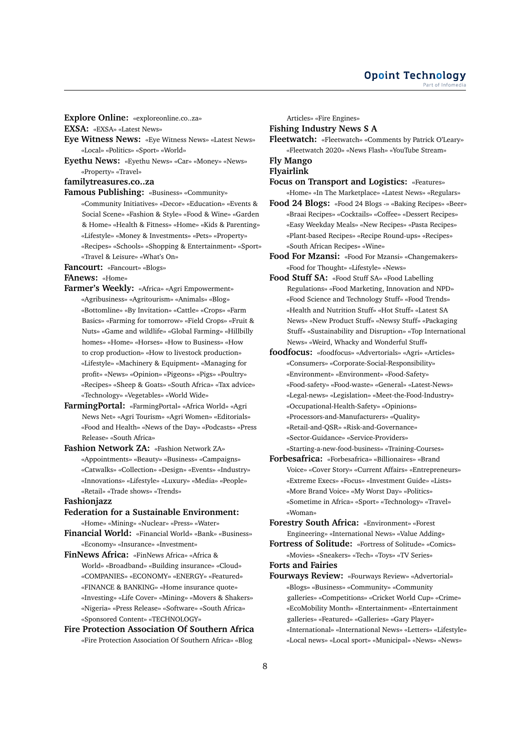**Explore Online:** «exploreonline.co..za»

**EXSA:** «EXSA» «Latest News»

**Eye Witness News:** «Eye Witness News» «Latest News» «Local» «Politics» «Sport» «World»

**Eyethu News:** «Eyethu News» «Car» «Money» «News» «Property» «Travel»

**familytreasures.co..za**

**Famous Publishing:** «Business» «Community» «Community Initiatives» «Decor» «Education» «Events & Social Scene» «Fashion & Style» «Food & Wine» «Garden & Home» «Health & Fitness» «Home» «Kids & Parenting» «Lifestyle» «Money & Investments» «Pets» «Property» «Recipes» «Schools» «Shopping & Entertainment» «Sport» «Travel & Leisure» «What's On»

**Fancourt:** «Fancourt» «Blogs»

**FAnews:** «Home»

**Farmer's Weekly:** «Africa» «Agri Empowerment» «Agribusiness» «Agritourism» «Animals» «Blog» «Bottomline» «By Invitation» «Cattle» «Crops» «Farm Basics» «Farming for tomorrow» «Field Crops» «Fruit & Nuts» «Game and wildlife» «Global Farming» «Hillbilly homes» «Home» «Horses» «How to Business» «How to crop production» «How to livestock production» «Lifestyle» «Machinery & Equipment» «Managing for profit» «News» «Opinion» «Pigeons» «Pigs» «Poultry» «Recipes» «Sheep & Goats» «South Africa» «Tax advice» «Technology» «Vegetables» «World Wide»

**FarmingPortal:** «FarmingPortal» «Africa World» «Agri News Net» «Agri Tourism» «Agri Women» «Editorials» «Food and Health» «News of the Day» «Podcasts» «Press Release» «South Africa»

**Fashion Network ZA:** «Fashion Network ZA» «Appointments» «Beauty» «Business» «Campaigns» «Catwalks» «Collection» «Design» «Events» «Industry» «Innovations» «Lifestyle» «Luxury» «Media» «People» «Retail» «Trade shows» «Trends»

**Fashionjazz**

**Federation for a Sustainable Environment:** «Home» «Mining» «Nuclear» «Press» «Water»

**Financial World:** «Financial World» «Bank» «Business» «Economy» «Insurance» «Investment»

**FinNews Africa:** «FinNews Africa» «Africa & World» «Broadband» «Building insurance» «Cloud» «COMPANIES» «ECONOMY» «ENERGY» «Featured» «FINANCE & BANKING» «Home insurance quote» «Investing» «Life Cover» «Mining» «Movers & Shakers» «Nigeria» «Press Release» «Software» «South Africa» «Sponsored Content» «TECHNOLOGY»

**Fire Protection Association Of Southern Africa** «Fire Protection Association Of Southern Africa» «Blog Articles» «Fire Engines»

**Fishing Industry News S A**

**Fleetwatch:** «Fleetwatch» «Comments by Patrick O'Leary» «Fleetwatch 2020» «News Flash» «YouTube Stream»

**Fly Mango**

**Flyairlink**

**Focus on Transport and Logistics:** «Features» «Home» «In The Marketplace» «Latest News» «Regulars»

**Food 24 Blogs:** «Food 24 Blogs -» «Baking Recipes» «Beer» «Braai Recipes» «Cocktails» «Coffee» «Dessert Recipes» «Easy Weekday Meals» «New Recipes» «Pasta Recipes» «Plant-based Recipes» «Recipe Round-ups» «Recipes» «South African Recipes» «Wine»

**Food For Mzansi:** «Food For Mzansi» «Changemakers» «Food for Thought» «Lifestyle» «News»

**Food Stuff SA:** «Food Stuff SA» «Food Labelling Regulations» «Food Marketing, Innovation and NPD» «Food Science and Technology Stuff» «Food Trends» «Health and Nutrition Stuff» «Hot Stuff» «Latest SA News» «New Product Stuff» «Newsy Stuff» «Packaging Stuff» «Sustainability and Disruption» «Top International News» «Weird, Whacky and Wonderful Stuff»

**foodfocus:** «foodfocus» «Advertorials» «Agri» «Articles» «Consumers» «Corporate-Social-Responsibility» «Environment» «Environment» «Food-Safety» «Food-safety» «Food-waste» «General» «Latest-News» «Legal-news» «Legislation» «Meet-the-Food-Industry» «Occupational-Health-Safety» «Opinions» «Processors-and-Manufacturers» «Quality» «Retail-and-QSR» «Risk-and-Governance» «Sector-Guidance» «Service-Providers» «Starting-a-new-food-business» «Training-Courses»

**Forbesafrica:** «Forbesafrica» «Billionaires» «Brand Voice» «Cover Story» «Current Affairs» «Entrepreneurs» «Extreme Execs» «Focus» «Investment Guide» «Lists» «More Brand Voice» «My Worst Day» «Politics» «Sometime in Africa» «Sport» «Technology» «Travel» «Woman»

**Forestry South Africa:** «Environment» «Forest Engineering» «International News» «Value Adding»

**Fortress of Solitude:** «Fortress of Solitude» «Comics» «Movies» «Sneakers» «Tech» «Toys» «TV Series»

**Forts and Fairies**

**Fourways Review:** «Fourways Review» «Advertorial» «Blogs» «Business» «Community» «Community galleries» «Competitions» «Cricket World Cup» «Crime» «EcoMobility Month» «Entertainment» «Entertainment galleries» «Featured» «Galleries» «Gary Player» «International» «International News» «Letters» «Lifestyle» «Local news» «Local sport» «Municipal» «News» «News»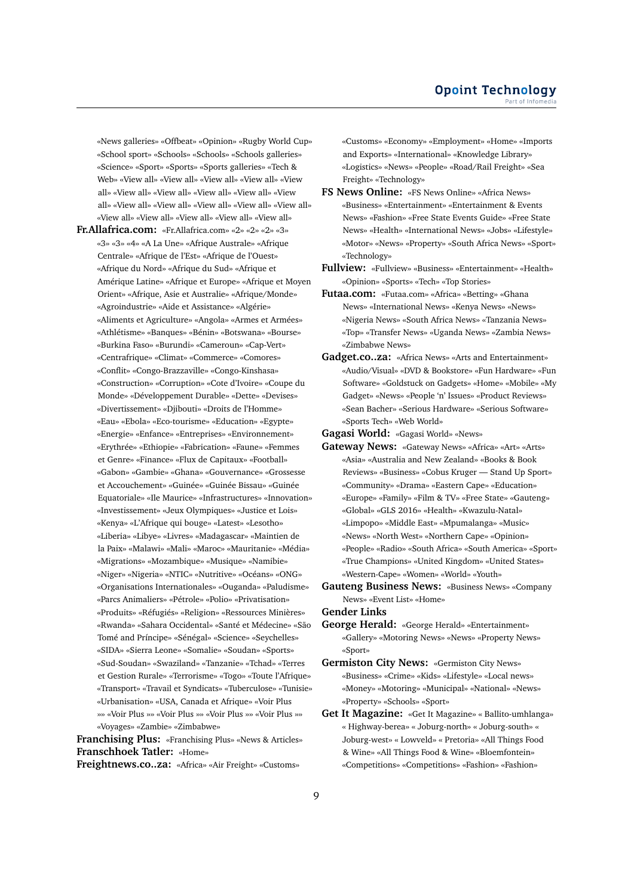«News galleries» «Offbeat» «Opinion» «Rugby World Cup» «School sport» «Schools» «Schools» «Schools galleries» «Science» «Sport» «Sports» «Sports galleries» «Tech & Web» «View all» «View all» «View all» «View all» «View all» «View all» «View all» «View all» «View all» «View all» «View all» «View all» «View all» «View all» «View all» «View all» «View all» «View all» «View all» «View all»

**Fr.Allafrica.com:** «Fr.Allafrica.com» «2» «2» «2» «3» «3» «3» «4» «A La Une» «Afrique Australe» «Afrique Centrale» «Afrique de l'Est» «Afrique de l'Ouest» «Afrique du Nord» «Afrique du Sud» «Afrique et Amérique Latine» «Afrique et Europe» «Afrique et Moyen Orient» «Afrique, Asie et Australie» «Afrique/Monde» «Agroindustrie» «Aide et Assistance» «Algérie» «Aliments et Agriculture» «Angola» «Armes et Armées» «Athlétisme» «Banques» «Bénin» «Botswana» «Bourse» «Burkina Faso» «Burundi» «Cameroun» «Cap-Vert» «Centrafrique» «Climat» «Commerce» «Comores» «Conflit» «Congo-Brazzaville» «Congo-Kinshasa» «Construction» «Corruption» «Cote d'Ivoire» «Coupe du Monde» «Développement Durable» «Dette» «Devises» «Divertissement» «Djibouti» «Droits de l'Homme» «Eau» «Ebola» «Eco-tourisme» «Education» «Egypte» «Energie» «Enfance» «Entreprises» «Environnement» «Erythrée» «Ethiopie» «Fabrication» «Faune» «Femmes et Genre» «Finance» «Flux de Capitaux» «Football» «Gabon» «Gambie» «Ghana» «Gouvernance» «Grossesse et Accouchement» «Guinée» «Guinée Bissau» «Guinée Equatoriale» «Ile Maurice» «Infrastructures» «Innovation» «Investissement» «Jeux Olympiques» «Justice et Lois» «Kenya» «L'Afrique qui bouge» «Latest» «Lesotho» «Liberia» «Libye» «Livres» «Madagascar» «Maintien de la Paix» «Malawi» «Mali» «Maroc» «Mauritanie» «Média» «Migrations» «Mozambique» «Musique» «Namibie» «Niger» «Nigeria» «NTIC» «Nutritive» «Océans» «ONG» «Organisations Internationales» «Ouganda» «Paludisme» «Parcs Animaliers» «Pétrole» «Polio» «Privatisation» «Produits» «Réfugiés» «Religion» «Ressources Minières» «Rwanda» «Sahara Occidental» «Santé et Médecine» «São Tomé and Príncipe» «Sénégal» «Science» «Seychelles» «SIDA» «Sierra Leone» «Somalie» «Soudan» «Sports» «Sud-Soudan» «Swaziland» «Tanzanie» «Tchad» «Terres et Gestion Rurale» «Terrorisme» «Togo» «Toute l'Afrique» «Transport» «Travail et Syndicats» «Tuberculose» «Tunisie» «Urbanisation» «USA, Canada et Afrique» «Voir Plus »» «Voir Plus »» «Voir Plus »» «Voir Plus »» «Voir Plus »» «Voyages» «Zambie» «Zimbabwe»

**Franchising Plus:** «Franchising Plus» «News & Articles»

**Franschhoek Tatler:** «Home»

**Freightnews.co..za:** «Africa» «Air Freight» «Customs» «Customs» «Economy» «Employment» «Home» «Imports and Exports» «International» «Knowledge Library» «Logistics» «News» «People» «Road/Rail Freight» «Sea Freight» «Technology»

**FS News Online:** «FS News Online» «Africa News» «Business» «Entertainment» «Entertainment & Events News» «Fashion» «Free State Events Guide» «Free State News» «Health» «International News» «Jobs» «Lifestyle» «Motor» «News» «Property» «South Africa News» «Sport» «Technology»

**Fullview:** «Fullview» «Business» «Entertainment» «Health» «Opinion» «Sports» «Tech» «Top Stories»

**Futaa.com:** «Futaa.com» «Africa» «Betting» «Ghana News» «International News» «Kenya News» «News» «Nigeria News» «South Africa News» «Tanzania News» «Top» «Transfer News» «Uganda News» «Zambia News» «Zimbabwe News»

**Gadget.co..za:** «Africa News» «Arts and Entertainment» «Audio/Visual» «DVD & Bookstore» «Fun Hardware» «Fun Software» «Goldstuck on Gadgets» «Home» «Mobile» «My Gadget» «News» «People 'n' Issues» «Product Reviews» «Sean Bacher» «Serious Hardware» «Serious Software» «Sports Tech» «Web World»

**Gagasi World:** «Gagasi World» «News»

**Gateway News:** «Gateway News» «Africa» «Art» «Arts» «Asia» «Australia and New Zealand» «Books & Book Reviews» «Business» «Cobus Kruger — Stand Up Sport» «Community» «Drama» «Eastern Cape» «Education» «Europe» «Family» «Film & TV» «Free State» «Gauteng» «Global» «GLS 2016» «Health» «Kwazulu-Natal» «Limpopo» «Middle East» «Mpumalanga» «Music» «News» «North West» «Northern Cape» «Opinion» «People» «Radio» «South Africa» «South America» «Sport» «True Champions» «United Kingdom» «United States» «Western-Cape» «Women» «World» «Youth»

**Gauteng Business News:** «Business News» «Company News» «Event List» «Home»

**Gender Links**

**George Herald:** «George Herald» «Entertainment» «Gallery» «Motoring News» «News» «Property News» «Sport»

**Germiston City News:** «Germiston City News» «Business» «Crime» «Kids» «Lifestyle» «Local news» «Motoring» «Municipal» «National» «News» «Property» «Schools» «Sport»

**Get It Magazine:** «Get It Magazine» « Ballito-umhlanga» « Highway-berea» « Joburg-north» « Joburg-south» « Joburg-west» « Lowveld» « Pretoria» «All Things Food & Wine» «All Things Food & Wine» «Bloemfontein» «Competitions» «Competitions» «Fashion» «Fashion»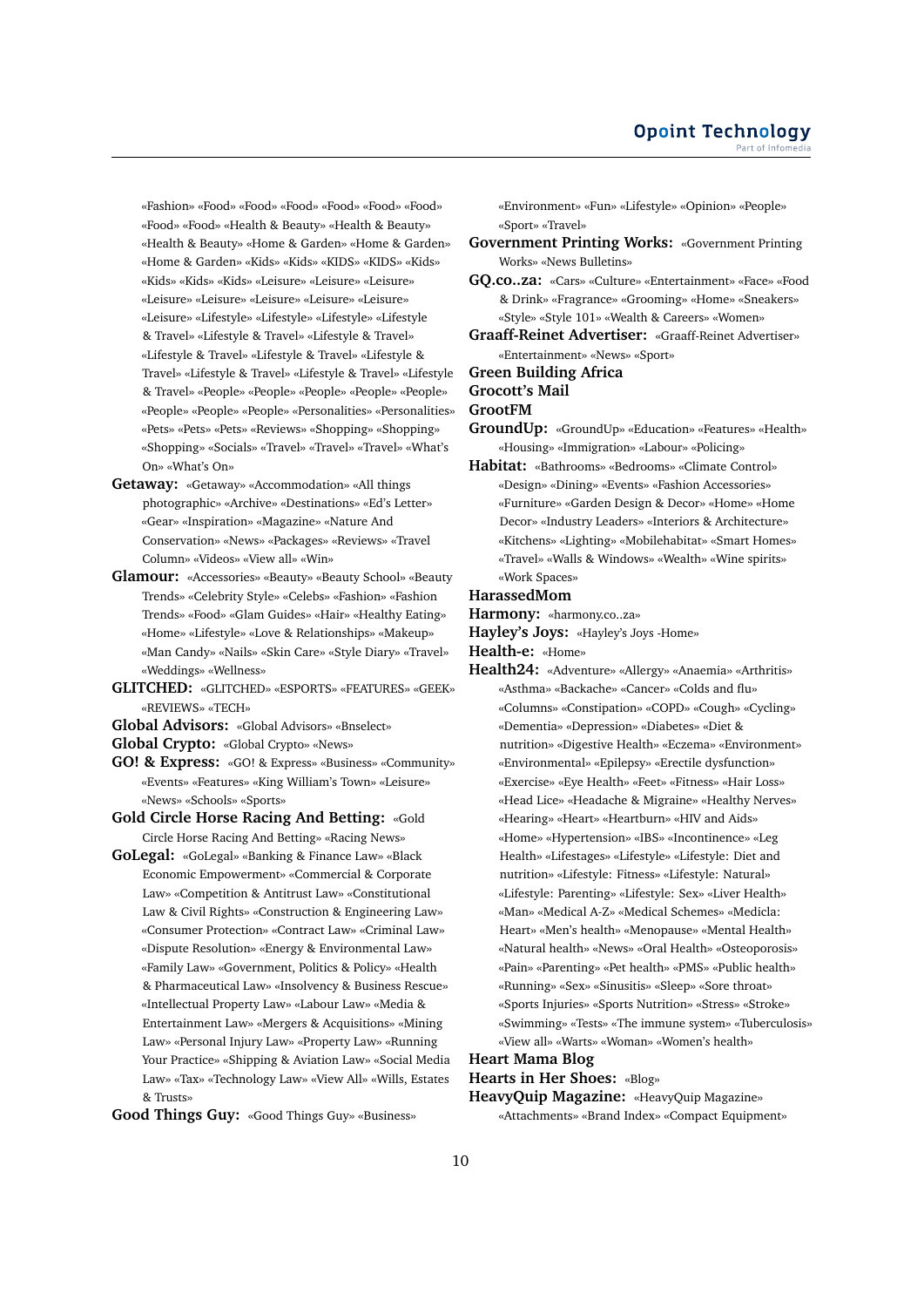«Fashion» «Food» «Food» «Food» «Food» «Food» «Food» «Food» «Food» «Health & Beauty» «Health & Beauty» «Health & Beauty» «Home & Garden» «Home & Garden» «Home & Garden» «Kids» «Kids» «KIDS» «KIDS» «Kids» «Kids» «Kids» «Kids» «Leisure» «Leisure» «Leisure» «Leisure» «Leisure» «Leisure» «Leisure» «Leisure» «Leisure» «Lifestyle» «Lifestyle» «Lifestyle» «Lifestyle & Travel» «Lifestyle & Travel» «Lifestyle & Travel» «Lifestyle & Travel» «Lifestyle & Travel» «Lifestyle & Travel» «Lifestyle & Travel» «Lifestyle & Travel» «Lifestyle & Travel» «People» «People» «People» «People» «People» «People» «People» «People» «Personalities» «Personalities» «Pets» «Pets» «Pets» «Reviews» «Shopping» «Shopping» «Shopping» «Socials» «Travel» «Travel» «Travel» «What's On» «What's On»

**Getaway:** «Getaway» «Accommodation» «All things photographic» «Archive» «Destinations» «Ed's Letter» «Gear» «Inspiration» «Magazine» «Nature And Conservation» «News» «Packages» «Reviews» «Travel Column» «Videos» «View all» «Win»

**Glamour:** «Accessories» «Beauty» «Beauty School» «Beauty Trends» «Celebrity Style» «Celebs» «Fashion» «Fashion Trends» «Food» «Glam Guides» «Hair» «Healthy Eating» «Home» «Lifestyle» «Love & Relationships» «Makeup» «Man Candy» «Nails» «Skin Care» «Style Diary» «Travel» «Weddings» «Wellness»

**GLITCHED:** «GLITCHED» «ESPORTS» «FEATURES» «GEEK» «REVIEWS» «TECH»

**Global Advisors:** «Global Advisors» «Bnselect»

**Global Crypto:** «Global Crypto» «News»

**GO! & Express:** «GO! & Express» «Business» «Community» «Events» «Features» «King William's Town» «Leisure» «News» «Schools» «Sports»

**Gold Circle Horse Racing And Betting:** «Gold Circle Horse Racing And Betting» «Racing News»

**GoLegal:** «GoLegal» «Banking & Finance Law» «Black Economic Empowerment» «Commercial & Corporate Law» «Competition & Antitrust Law» «Constitutional Law & Civil Rights» «Construction & Engineering Law» «Consumer Protection» «Contract Law» «Criminal Law» «Dispute Resolution» «Energy & Environmental Law» «Family Law» «Government, Politics & Policy» «Health & Pharmaceutical Law» «Insolvency & Business Rescue» «Intellectual Property Law» «Labour Law» «Media & Entertainment Law» «Mergers & Acquisitions» «Mining Law» «Personal Injury Law» «Property Law» «Running Your Practice» «Shipping & Aviation Law» «Social Media Law» «Tax» «Technology Law» «View All» «Wills, Estates & Trusts»

**Good Things Guy:** «Good Things Guy» «Business» «Environment» «Fun» «Lifestyle» «Opinion» «People» «Sport» «Travel»

**Government Printing Works:** «Government Printing Works» «News Bulletins»

**GQ.co..za:** «Cars» «Culture» «Entertainment» «Face» «Food & Drink» «Fragrance» «Grooming» «Home» «Sneakers» «Style» «Style 101» «Wealth & Careers» «Women»

**Graaff-Reinet Advertiser:** «Graaff-Reinet Advertiser» «Entertainment» «News» «Sport»

**Green Building Africa**

**Grocott's Mail**

**GrootFM**

**GroundUp:** «GroundUp» «Education» «Features» «Health» «Housing» «Immigration» «Labour» «Policing»

**Habitat:** «Bathrooms» «Bedrooms» «Climate Control» «Design» «Dining» «Events» «Fashion Accessories» «Furniture» «Garden Design & Decor» «Home» «Home Decor» «Industry Leaders» «Interiors & Architecture» «Kitchens» «Lighting» «Mobilehabitat» «Smart Homes» «Travel» «Walls & Windows» «Wealth» «Wine spirits» «Work Spaces»

**HarassedMom**

**Harmony:** «harmony.co..za»

**Hayley's Joys:** «Hayley's Joys -Home»

**Health-e:** «Home»

**Health24:** «Adventure» «Allergy» «Anaemia» «Arthritis» «Asthma» «Backache» «Cancer» «Colds and flu» «Columns» «Constipation» «COPD» «Cough» «Cycling» «Dementia» «Depression» «Diabetes» «Diet & nutrition» «Digestive Health» «Eczema» «Environment» «Environmental» «Epilepsy» «Erectile dysfunction» «Exercise» «Eye Health» «Feet» «Fitness» «Hair Loss» «Head Lice» «Headache & Migraine» «Healthy Nerves» «Hearing» «Heart» «Heartburn» «HIV and Aids» «Home» «Hypertension» «IBS» «Incontinence» «Leg Health» «Lifestages» «Lifestyle» «Lifestyle: Diet and nutrition» «Lifestyle: Fitness» «Lifestyle: Natural» «Lifestyle: Parenting» «Lifestyle: Sex» «Liver Health» «Man» «Medical A-Z» «Medical Schemes» «Medicla: Heart» «Men's health» «Menopause» «Mental Health» «Natural health» «News» «Oral Health» «Osteoporosis» «Pain» «Parenting» «Pet health» «PMS» «Public health» «Running» «Sex» «Sinusitis» «Sleep» «Sore throat» «Sports Injuries» «Sports Nutrition» «Stress» «Stroke» «Swimming» «Tests» «The immune system» «Tuberculosis» «View all» «Warts» «Woman» «Women's health»

**Heart Mama Blog**

**Hearts in Her Shoes:** «Blog»

**HeavyQuip Magazine:** «HeavyQuip Magazine» «Attachments» «Brand Index» «Compact Equipment»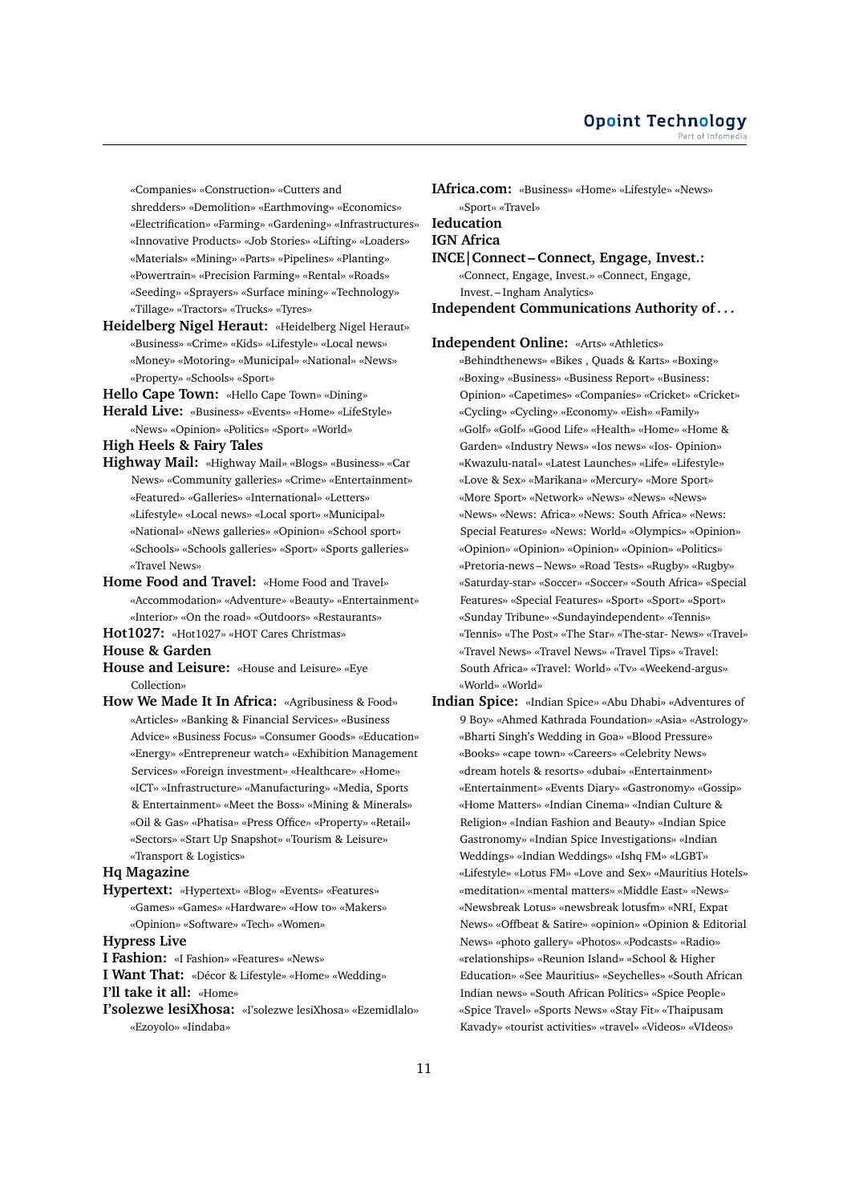«Companies» «Construction» «Cutters and shredders» «Demolition» «Earthmoving» «Economics» «Electrification» «Farming» «Gardening» «Infrastructures» «Innovative Products» «Job Stories» «Lifting» «Loaders» «Materials» «Mining» «Parts» «Pipelines» «Planting» «Powertrain» «Precision Farming» «Rental» «Roads» «Seeding» «Sprayers» «Surface mining» «Technology» «Tillage» «Tractors» «Trucks» «Tyres»

**Heidelberg Nigel Heraut:** «Heidelberg Nigel Heraut» «Business» «Crime» «Kids» «Lifestyle» «Local news» «Money» «Motoring» «Municipal» «National» «News» «Property» «Schools» «Sport»

**Hello Cape Town:** «Hello Cape Town» «Dining»

**Herald Live:** «Business» «Events» «Home» «LifeStyle» «News» «Opinion» «Politics» «Sport» «World»

**High Heels & Fairy Tales**

**Highway Mail:** «Highway Mail» «Blogs» «Business» «Car News» «Community galleries» «Crime» «Entertainment» «Featured» «Galleries» «International» «Letters» «Lifestyle» «Local news» «Local sport» «Municipal» «National» «News galleries» «Opinion» «School sport» «Schools» «Schools galleries» «Sport» «Sports galleries» «Travel News»

**Home Food and Travel:** «Home Food and Travel» «Accommodation» «Adventure» «Beauty» «Entertainment» «Interior» «On the road» «Outdoors» «Restaurants»

**Hot1027:** «Hot1027» «HOT Cares Christmas»

**House & Garden**

**House and Leisure:** «House and Leisure» «Eye Collection»

**How We Made It In Africa:** «Agribusiness & Food» «Articles» «Banking & Financial Services» «Business Advice» «Business Focus» «Consumer Goods» «Education» «Energy» «Entrepreneur watch» «Exhibition Management Services» «Foreign investment» «Healthcare» «Home» «ICT» «Infrastructure» «Manufacturing» «Media, Sports & Entertainment» «Meet the Boss» «Mining & Minerals» «Oil & Gas» «Phatisa» «Press Office» «Property» «Retail» «Sectors» «Start Up Snapshot» «Tourism & Leisure» «Transport & Logistics»

**Hq Magazine**

**Hypertext:** «Hypertext» «Blog» «Events» «Features» «Games» «Games» «Hardware» «How to» «Makers» «Opinion» «Software» «Tech» «Women»

**Hypress Live**

**I Fashion:** «I Fashion» «Features» «News»

**I Want That:** «Décor & Lifestyle» «Home» «Wedding»

**I'll take it all:** «Home»

**I'solezwe lesiXhosa:** «I'solezwe lesiXhosa» «Ezemidlalo» «Ezoyolo» «Iindaba»

**IAfrica.com:** «Business» «Home» «Lifestyle» «News» «Sport» «Travel»

**Ieducation**

**IGN Africa**

**INCE|Connect – Connect, Engage, Invest.:** «Connect, Engage, Invest.» «Connect, Engage, Invest. – Ingham Analytics»

**Independent Communications Authority of . . .**

**Independent Online:** «Arts» «Athletics» «Behindthenews» «Bikes , Quads & Karts» «Boxing» «Boxing» «Business» «Business Report» «Business: Opinion» «Capetimes» «Companies» «Cricket» «Cricket» «Cycling» «Cycling» «Economy» «Eish» «Family» «Golf» «Golf» «Good Life» «Health» «Home» «Home & Garden» «Industry News» «Ios news» «Ios- Opinion» «Kwazulu-natal» «Latest Launches» «Life» «Lifestyle» «Love & Sex» «Marikana» «Mercury» «More Sport» «More Sport» «Network» «News» «News» «News» «News» «News: Africa» «News: South Africa» «News: Special Features» «News: World» «Olympics» «Opinion» «Opinion» «Opinion» «Opinion» «Opinion» «Politics» «Pretoria-news – News» «Road Tests» «Rugby» «Rugby» «Saturday-star» «Soccer» «Soccer» «South Africa» «Special Features» «Special Features» «Sport» «Sport» «Sport» «Sunday Tribune» «Sundayindependent» «Tennis» «Tennis» «The Post» «The Star» «The-star- News» «Travel» «Travel News» «Travel News» «Travel Tips» «Travel: South Africa» «Travel: World» «Tv» «Weekend-argus» «World» «World»

**Indian Spice:** «Indian Spice» «Abu Dhabi» «Adventures of 9 Boy» «Ahmed Kathrada Foundation» «Asia» «Astrology» «Bharti Singh's Wedding in Goa» «Blood Pressure» «Books» «cape town» «Careers» «Celebrity News» «dream hotels & resorts» «dubai» «Entertainment» «Entertainment» «Events Diary» «Gastronomy» «Gossip» «Home Matters» «Indian Cinema» «Indian Culture & Religion» «Indian Fashion and Beauty» «Indian Spice Gastronomy» «Indian Spice Investigations» «Indian Weddings» «Indian Weddings» «Ishq FM» «LGBT» «Lifestyle» «Lotus FM» «Love and Sex» «Mauritius Hotels» «meditation» «mental matters» «Middle East» «News» «Newsbreak Lotus» «newsbreak lotusfm» «NRI, Expat News» «Offbeat & Satire» «opinion» «Opinion & Editorial News» «photo gallery» «Photos» «Podcasts» «Radio» «relationships» «Reunion Island» «School & Higher Education» «See Mauritius» «Seychelles» «South African Indian news» «South African Politics» «Spice People» «Spice Travel» «Sports News» «Stay Fit» «Thaipusam Kavady» «tourist activities» «travel» «Videos» «VIdeos»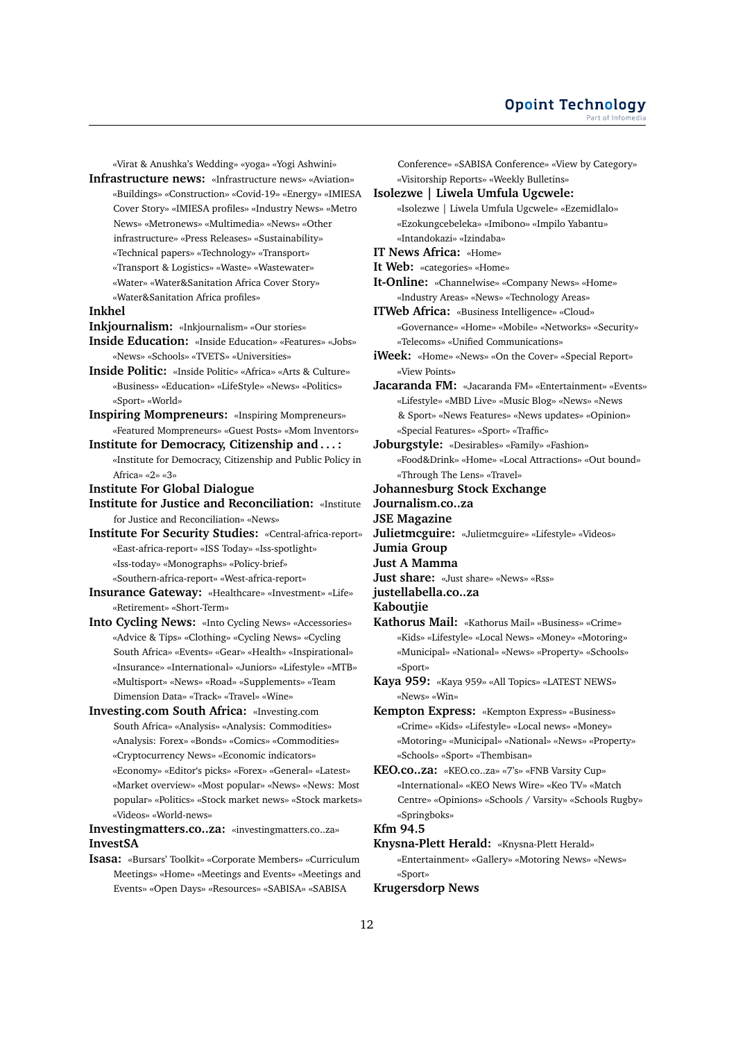«Virat & Anushka's Wedding» «yoga» «Yogi Ashwini»

**Infrastructure news:** «Infrastructure news» «Aviation» «Buildings» «Construction» «Covid-19» «Energy» «IMIESA Cover Story» «IMIESA profiles» «Industry News» «Metro News» «Metronews» «Multimedia» «News» «Other infrastructure» «Press Releases» «Sustainability» «Technical papers» «Technology» «Transport» «Transport & Logistics» «Waste» «Wastewater» «Water» «Water&Sanitation Africa Cover Story» «Water&Sanitation Africa profiles»

**Inkhel**

**Inkjournalism:** «Inkjournalism» «Our stories»

**Inside Education:** «Inside Education» «Features» «Jobs» «News» «Schools» «TVETS» «Universities»

**Inside Politic:** «Inside Politic» «Africa» «Arts & Culture» «Business» «Education» «LifeStyle» «News» «Politics» «Sport» «World»

**Inspiring Mompreneurs:** «Inspiring Mompreneurs» «Featured Mompreneurs» «Guest Posts» «Mom Inventors»

**Institute for Democracy, Citizenship and . . . :** «Institute for Democracy, Citizenship and Public Policy in Africa» «2» «3»

**Institute For Global Dialogue**

**Institute for Justice and Reconciliation:** «Institute for Justice and Reconciliation» «News»

**Institute For Security Studies:** «Central-africa-report» «East-africa-report» «ISS Today» «Iss-spotlight» «Iss-today» «Monographs» «Policy-brief» «Southern-africa-report» «West-africa-report»

**Insurance Gateway:** «Healthcare» «Investment» «Life» «Retirement» «Short-Term»

**Into Cycling News:** «Into Cycling News» «Accessories» «Advice & Tips» «Clothing» «Cycling News» «Cycling South Africa» «Events» «Gear» «Health» «Inspirational» «Insurance» «International» «Juniors» «Lifestyle» «MTB» «Multisport» «News» «Road» «Supplements» «Team Dimension Data» «Track» «Travel» «Wine»

**Investing.com South Africa:** «Investing.com South Africa» «Analysis» «Analysis: Commodities» «Analysis: Forex» «Bonds» «Comics» «Commodities» «Cryptocurrency News» «Economic indicators» «Economy» «Editor's picks» «Forex» «General» «Latest» «Market overview» «Most popular» «News» «News: Most popular» «Politics» «Stock market news» «Stock markets» «Videos» «World-news»

**Investingmatters.co..za:** «investingmatters.co..za»

**InvestSA**

**Isasa:** «Bursars' Toolkit» «Corporate Members» «Curriculum Meetings» «Home» «Meetings and Events» «Meetings and Events» «Open Days» «Resources» «SABISA» «SABISA Conference» «SABISA Conference» «View by Category» «Visitorship Reports» «Weekly Bulletins»

**Isolezwe | Liwela Umfula Ugcwele:** «Isolezwe | Liwela Umfula Ugcwele» «Ezemidlalo» «Ezokungcebeleka» «Imibono» «Impilo Yabantu» «Intandokazi» «Izindaba»

**IT News Africa:** «Home»

**It Web:** «categories» «Home»

**It-Online:** «Channelwise» «Company News» «Home» «Industry Areas» «News» «Technology Areas»

**ITWeb Africa:** «Business Intelligence» «Cloud» «Governance» «Home» «Mobile» «Networks» «Security» «Telecoms» «Unified Communications»

**iWeek:** «Home» «News» «On the Cover» «Special Report» «View Points»

**Jacaranda FM:** «Jacaranda FM» «Entertainment» «Events» «Lifestyle» «MBD Live» «Music Blog» «News» «News & Sport» «News Features» «News updates» «Opinion» «Special Features» «Sport» «Traffic»

**Joburgstyle:** «Desirables» «Family» «Fashion» «Food&Drink» «Home» «Local Attractions» «Out bound» «Through The Lens» «Travel»

**Johannesburg Stock Exchange**

**Journalism.co..za**

**JSE Magazine**

**Julietmcguire:** «Julietmcguire» «Lifestyle» «Videos»

**Jumia Group**

**Just A Mamma**

**Just share:** «Just share» «News» «Rss»

**justellabella.co..za**

**Kaboutjie**

**Kathorus Mail:** «Kathorus Mail» «Business» «Crime» «Kids» «Lifestyle» «Local News» «Money» «Motoring» «Municipal» «National» «News» «Property» «Schools» «Sport»

**Kaya 959:** «Kaya 959» «All Topics» «LATEST NEWS» «News» «Win»

**Kempton Express:** «Kempton Express» «Business» «Crime» «Kids» «Lifestyle» «Local news» «Money» «Motoring» «Municipal» «National» «News» «Property» «Schools» «Sport» «Thembisan»

**KEO.co..za:** «KEO.co..za» «7's» «FNB Varsity Cup» «International» «KEO News Wire» «Keo TV» «Match Centre» «Opinions» «Schools / Varsity» «Schools Rugby» «Springboks»

**Kfm 94.5**

**Knysna-Plett Herald:** «Knysna-Plett Herald» «Entertainment» «Gallery» «Motoring News» «News» «Sport»

**Krugersdorp News**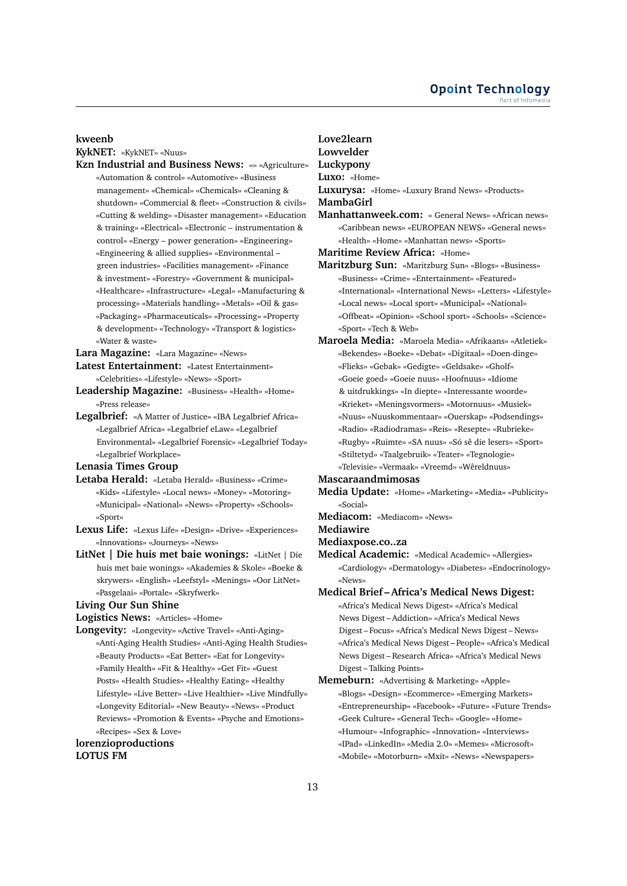**kweenb**

**KykNET:** «KykNET» «Nuus»

**Kzn Industrial and Business News:** «» «Agriculture» «Automation & control» «Automotive» «Business management» «Chemical» «Chemicals» «Cleaning & shutdown» «Commercial & fleet» «Construction & civils» «Cutting & welding» «Disaster management» «Education & training» «Electrical» «Electronic – instrumentation & control» «Energy – power generation» «Engineering» «Engineering & allied supplies» «Environmental – green industries» «Facilities management» «Finance & investment» «Forestry» «Government & municipal» «Healthcare» «Infrastructure» «Legal» «Manufacturing & processing» «Materials handling» «Metals» «Oil & gas» «Packaging» «Pharmaceuticals» «Processing» «Property & development» «Technology» «Transport & logistics» «Water & waste»

**Lara Magazine:** «Lara Magazine» «News»

**Latest Entertainment:** «Latest Entertainment» «Celebrities» «Lifestyle» «News» «Sport»

**Leadership Magazine:** «Business» «Health» «Home» «Press release»

**Legalbrief:** «A Matter of Justice» «IBA Legalbrief Africa» «Legalbrief Africa» «Legalbrief eLaw» «Legalbrief Environmental» «Legalbrief Forensic» «Legalbrief Today» «Legalbrief Workplace»

**Lenasia Times Group**

**Letaba Herald:** «Letaba Herald» «Business» «Crime» «Kids» «Lifestyle» «Local news» «Money» «Motoring» «Municipal» «National» «News» «Property» «Schools» «Sport»

**Lexus Life:** «Lexus Life» «Design» «Drive» «Experiences» «Innovations» «Journeys» «News»

**LitNet | Die huis met baie wonings:** «LitNet | Die huis met baie wonings» «Akademies & Skole» «Boeke & skrywers» «English» «Leefstyl» «Menings» «Oor LitNet» «Pasgelaai» «Portale» «Skryfwerk»

**Living Our Sun Shine**

**Logistics News:** «Articles» «Home»

**Longevity:** «Longevity» «Active Travel» «Anti-Aging» «Anti-Aging Health Studies» «Anti-Aging Health Studies» «Beauty Products» «Eat Better» «Eat for Longevity» «Family Health» «Fit & Healthy» «Get Fit» «Guest Posts» «Health Studies» «Healthy Eating» «Healthy Lifestyle» «Live Better» «Live Healthier» «Live Mindfully» «Longevity Editorial» «New Beauty» «News» «Product Reviews» «Promotion & Events» «Psyche and Emotions» «Recipes» «Sex & Love»

**lorenzioproductions**

**LOTUS FM**

**Love2learn**

**Lowvelder**

**Luckypony**

**Luxo:** «Home»

**Luxurysa:** «Home» «Luxury Brand News» «Products»

**MambaGirl**

**Manhattanweek.com:** « General News» «African news» «Caribbean news» «EUROPEAN NEWS» «General news» «Health» «Home» «Manhattan news» «Sports»

**Maritime Review Africa:** «Home»

**Maritzburg Sun:** «Maritzburg Sun» «Blogs» «Business» «Business» «Crime» «Entertainment» «Featured» «International» «International News» «Letters» «Lifestyle» «Local news» «Local sport» «Municipal» «National» «Offbeat» «Opinion» «School sport» «Schools» «Science» «Sport» «Tech & Web»

**Maroela Media:** «Maroela Media» «Afrikaans» «Atletiek» «Bekendes» «Boeke» «Debat» «Digitaal» «Doen-dinge» «Flieks» «Gebak» «Gedigte» «Geldsake» «Gholf» «Goeie goed» «Goeie nuus» «Hoofnuus» «Idiome & uitdrukkings» «In diepte» «Interessante woorde» «Krieket» «Meningsvormers» «Motornuus» «Musiek» «Nuus» «Nuuskommentaar» «Ouerskap» «Podsendings» «Radio» «Radiodramas» «Reis» «Resepte» «Rubrieke» «Rugby» «Ruimte» «SA nuus» «Só sê die lesers» «Sport» «Stiltetyd» «Taalgebruik» «Teater» «Tegnologie» «Televisie» «Vermaak» «Vreemd» «Wêreldnuus»

**Mascaraandmimosas**

**Media Update:** «Home» «Marketing» «Media» «Publicity» «Social»

**Mediacom:** «Mediacom» «News»

**Mediawire**

**Mediaxpose.co..za**

**Medical Academic:** «Medical Academic» «Allergies» «Cardiology» «Dermatology» «Diabetes» «Endocrinology» «News»

**Medical Brief – Africa's Medical News Digest:** «Africa's Medical News Digest» «Africa's Medical News Digest – Addiction» «Africa's Medical News Digest – Focus» «Africa's Medical News Digest – News» «Africa's Medical News Digest – People» «Africa's Medical News Digest – Research Africa» «Africa's Medical News Digest – Talking Points»

**Memeburn:** «Advertising & Marketing» «Apple» «Blogs» «Design» «Ecommerce» «Emerging Markets» «Entrepreneurship» «Facebook» «Future» «Future Trends» «Geek Culture» «General Tech» «Google» «Home» «Humour» «Infographic» «Innovation» «Interviews» «IPad» «LinkedIn» «Media 2.0» «Memes» «Microsoft» «Mobile» «Motorburn» «Mxit» «News» «Newspapers»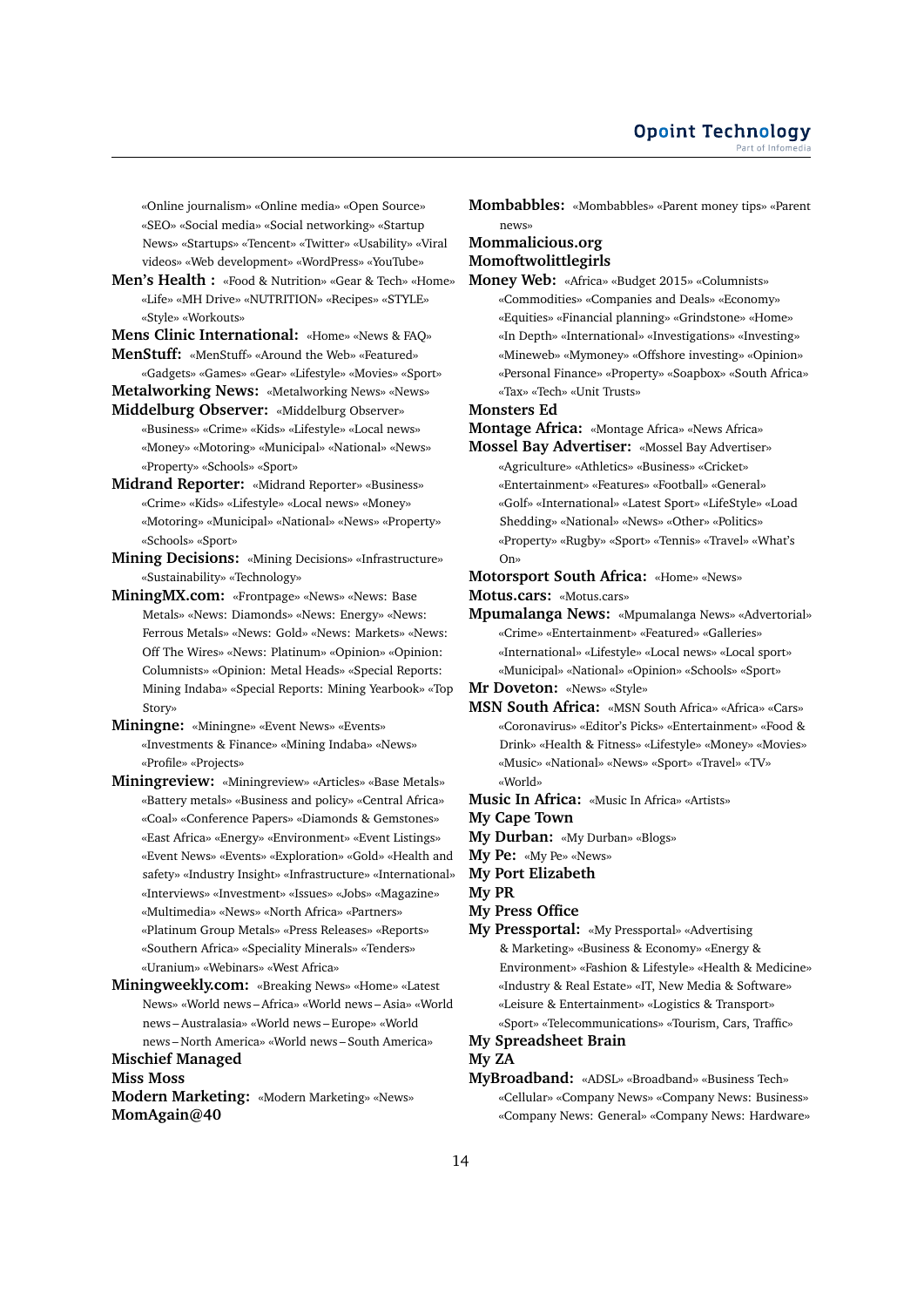«Online journalism» «Online media» «Open Source» «SEO» «Social media» «Social networking» «Startup News» «Startups» «Tencent» «Twitter» «Usability» «Viral videos» «Web development» «WordPress» «YouTube»

**Men's Health :** «Food & Nutrition» «Gear & Tech» «Home» «Life» «MH Drive» «NUTRITION» «Recipes» «STYLE» «Style» «Workouts»

**Mens Clinic International:** «Home» «News & FAQ»

**MenStuff:** «MenStuff» «Around the Web» «Featured» «Gadgets» «Games» «Gear» «Lifestyle» «Movies» «Sport»

**Metalworking News:** «Metalworking News» «News»

**Middelburg Observer:** «Middelburg Observer» «Business» «Crime» «Kids» «Lifestyle» «Local news» «Money» «Motoring» «Municipal» «National» «News» «Property» «Schools» «Sport»

**Midrand Reporter:** «Midrand Reporter» «Business» «Crime» «Kids» «Lifestyle» «Local news» «Money» «Motoring» «Municipal» «National» «News» «Property» «Schools» «Sport»

**Mining Decisions:** «Mining Decisions» «Infrastructure» «Sustainability» «Technology»

**MiningMX.com:** «Frontpage» «News» «News: Base Metals» «News: Diamonds» «News: Energy» «News: Ferrous Metals» «News: Gold» «News: Markets» «News: Off The Wires» «News: Platinum» «Opinion» «Opinion: Columnists» «Opinion: Metal Heads» «Special Reports: Mining Indaba» «Special Reports: Mining Yearbook» «Top Story»

**Miningne:** «Miningne» «Event News» «Events» «Investments & Finance» «Mining Indaba» «News» «Profile» «Projects»

**Miningreview:** «Miningreview» «Articles» «Base Metals» «Battery metals» «Business and policy» «Central Africa» «Coal» «Conference Papers» «Diamonds & Gemstones» «East Africa» «Energy» «Environment» «Event Listings» «Event News» «Events» «Exploration» «Gold» «Health and safety» «Industry Insight» «Infrastructure» «International» «Interviews» «Investment» «Issues» «Jobs» «Magazine» «Multimedia» «News» «North Africa» «Partners» «Platinum Group Metals» «Press Releases» «Reports» «Southern Africa» «Speciality Minerals» «Tenders» «Uranium» «Webinars» «West Africa»

**Miningweekly.com:** «Breaking News» «Home» «Latest News» «World news – Africa» «World news – Asia» «World news – Australasia» «World news – Europe» «World news – North America» «World news – South America»

**Mischief Managed**

**Miss Moss**

**Modern Marketing:** «Modern Marketing» «News»

**MomAgain@40**

**Mombabbles:** «Mombabbles» «Parent money tips» «Parent news»

**Mommalicious.org**

**Momoftwolittlegirls**

**Money Web:** «Africa» «Budget 2015» «Columnists» «Commodities» «Companies and Deals» «Economy» «Equities» «Financial planning» «Grindstone» «Home» «In Depth» «International» «Investigations» «Investing» «Mineweb» «Mymoney» «Offshore investing» «Opinion» «Personal Finance» «Property» «Soapbox» «South Africa» «Tax» «Tech» «Unit Trusts»

**Monsters Ed**

**Montage Africa:** «Montage Africa» «News Africa»

**Mossel Bay Advertiser:** «Mossel Bay Advertiser» «Agriculture» «Athletics» «Business» «Cricket» «Entertainment» «Features» «Football» «General» «Golf» «International» «Latest Sport» «LifeStyle» «Load Shedding» «National» «News» «Other» «Politics» «Property» «Rugby» «Sport» «Tennis» «Travel» «What's On»

**Motorsport South Africa:** «Home» «News»

**Motus.cars:** «Motus.cars»

**Mpumalanga News:** «Mpumalanga News» «Advertorial» «Crime» «Entertainment» «Featured» «Galleries» «International» «Lifestyle» «Local news» «Local sport» «Municipal» «National» «Opinion» «Schools» «Sport»

**Mr Doveton:** «News» «Style»

**MSN South Africa:** «MSN South Africa» «Africa» «Cars» «Coronavirus» «Editor's Picks» «Entertainment» «Food & Drink» «Health & Fitness» «Lifestyle» «Money» «Movies» «Music» «National» «News» «Sport» «Travel» «TV» «World»

**Music In Africa:** «Music In Africa» «Artists»

**My Cape Town**

**My Durban:** «My Durban» «Blogs»

**My Pe:** «My Pe» «News»

**My Port Elizabeth**

**My PR**

**My Press Office**

**My Pressportal:** «My Pressportal» «Advertising & Marketing» «Business & Economy» «Energy & Environment» «Fashion & Lifestyle» «Health & Medicine» «Industry & Real Estate» «IT, New Media & Software» «Leisure & Entertainment» «Logistics & Transport» «Sport» «Telecommunications» «Tourism, Cars, Traffic»

**My Spreadsheet Brain**

**My ZA**

**MyBroadband:** «ADSL» «Broadband» «Business Tech» «Cellular» «Company News» «Company News: Business» «Company News: General» «Company News: Hardware»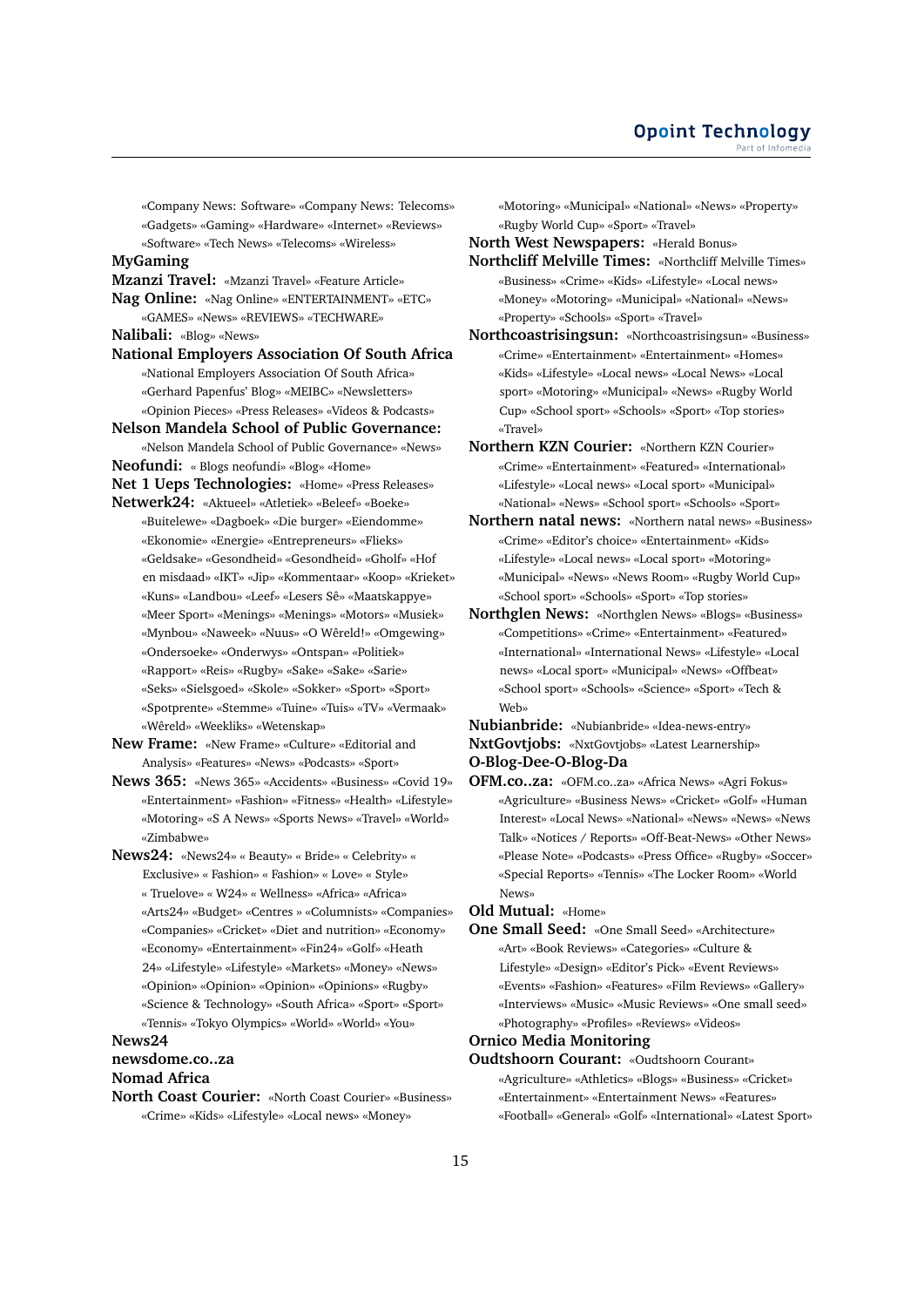«Company News: Software» «Company News: Telecoms» «Gadgets» «Gaming» «Hardware» «Internet» «Reviews» «Software» «Tech News» «Telecoms» «Wireless»

**MyGaming**

**Mzanzi Travel:** «Mzanzi Travel» «Feature Article»

**Nag Online:** «Nag Online» «ENTERTAINMENT» «ETC» «GAMES» «News» «REVIEWS» «TECHWARE»

**Nalibali:** «Blog» «News»

**National Employers Association Of South Africa** «National Employers Association Of South Africa» «Gerhard Papenfus' Blog» «MEIBC» «Newsletters» «Opinion Pieces» «Press Releases» «Videos & Podcasts»

**Nelson Mandela School of Public Governance:** «Nelson Mandela School of Public Governance» «News»

**Neofundi:** « Blogs neofundi» «Blog» «Home»

**Net 1 Ueps Technologies:** «Home» «Press Releases»

**Netwerk24:** «Aktueel» «Atletiek» «Beleef» «Boeke» «Buitelewe» «Dagboek» «Die burger» «Eiendomme» «Ekonomie» «Energie» «Entrepreneurs» «Flieks» «Geldsake» «Gesondheid» «Gesondheid» «Gholf» «Hof en misdaad» «IKT» «Jip» «Kommentaar» «Koop» «Krieket» «Kuns» «Landbou» «Leef» «Lesers Sê» «Maatskappye» «Meer Sport» «Menings» «Menings» «Motors» «Musiek» «Mynbou» «Naweek» «Nuus» «O Wêreld!» «Omgewing» «Ondersoeke» «Onderwys» «Ontspan» «Politiek» «Rapport» «Reis» «Rugby» «Sake» «Sake» «Sarie» «Seks» «Sielsgoed» «Skole» «Sokker» «Sport» «Sport» «Spotprente» «Stemme» «Tuine» «Tuis» «TV» «Vermaak» «Wêreld» «Weekliks» «Wetenskap»

**New Frame:** «New Frame» «Culture» «Editorial and Analysis» «Features» «News» «Podcasts» «Sport»

**News 365:** «News 365» «Accidents» «Business» «Covid 19» «Entertainment» «Fashion» «Fitness» «Health» «Lifestyle» «Motoring» «S A News» «Sports News» «Travel» «World» «Zimbabwe»

**News24:** «News24» « Beauty» « Bride» « Celebrity» « Exclusive» « Fashion» « Fashion» « Love» « Style» « Truelove» « W24» « Wellness» «Africa» «Africa» «Arts24» «Budget» «Centres » «Columnists» «Companies» «Companies» «Cricket» «Diet and nutrition» «Economy» «Economy» «Entertainment» «Fin24» «Golf» «Heath 24» «Lifestyle» «Lifestyle» «Markets» «Money» «News» «Opinion» «Opinion» «Opinion» «Opinions» «Rugby» «Science & Technology» «South Africa» «Sport» «Sport» «Tennis» «Tokyo Olympics» «World» «World» «You»

**News24**

**newsdome.co..za**

**Nomad Africa**

**North Coast Courier:** «North Coast Courier» «Business» «Crime» «Kids» «Lifestyle» «Local news» «Money» «Motoring» «Municipal» «National» «News» «Property» «Rugby World Cup» «Sport» «Travel»

**North West Newspapers:** «Herald Bonus»

**Northcliff Melville Times:** «Northcliff Melville Times» «Business» «Crime» «Kids» «Lifestyle» «Local news» «Money» «Motoring» «Municipal» «National» «News» «Property» «Schools» «Sport» «Travel»

**Northcoastrisingsun:** «Northcoastrisingsun» «Business» «Crime» «Entertainment» «Entertainment» «Homes» «Kids» «Lifestyle» «Local news» «Local News» «Local sport» «Motoring» «Municipal» «News» «Rugby World Cup» «School sport» «Schools» «Sport» «Top stories» «Travel»

**Northern KZN Courier:** «Northern KZN Courier» «Crime» «Entertainment» «Featured» «International» «Lifestyle» «Local news» «Local sport» «Municipal» «National» «News» «School sport» «Schools» «Sport»

**Northern natal news:** «Northern natal news» «Business» «Crime» «Editor's choice» «Entertainment» «Kids» «Lifestyle» «Local news» «Local sport» «Motoring» «Municipal» «News» «News Room» «Rugby World Cup» «School sport» «Schools» «Sport» «Top stories»

**Northglen News:** «Northglen News» «Blogs» «Business» «Competitions» «Crime» «Entertainment» «Featured» «International» «International News» «Lifestyle» «Local news» «Local sport» «Municipal» «News» «Offbeat» «School sport» «Schools» «Science» «Sport» «Tech & Web»

**Nubianbride:** «Nubianbride» «Idea-news-entry»

**NxtGovtjobs:** «NxtGovtjobs» «Latest Learnership»

**O-Blog-Dee-O-Blog-Da**

**OFM.co..za:** «OFM.co..za» «Africa News» «Agri Fokus» «Agriculture» «Business News» «Cricket» «Golf» «Human Interest» «Local News» «National» «News» «News» «News Talk» «Notices / Reports» «Off-Beat-News» «Other News» «Please Note» «Podcasts» «Press Office» «Rugby» «Soccer» «Special Reports» «Tennis» «The Locker Room» «World News»

**Old Mutual:** «Home»

**One Small Seed:** «One Small Seed» «Architecture» «Art» «Book Reviews» «Categories» «Culture & Lifestyle» «Design» «Editor's Pick» «Event Reviews» «Events» «Fashion» «Features» «Film Reviews» «Gallery» «Interviews» «Music» «Music Reviews» «One small seed» «Photography» «Profiles» «Reviews» «Videos»

**Ornico Media Monitoring**

**Oudtshoorn Courant:** «Oudtshoorn Courant» «Agriculture» «Athletics» «Blogs» «Business» «Cricket» «Entertainment» «Entertainment News» «Features» «Football» «General» «Golf» «International» «Latest Sport»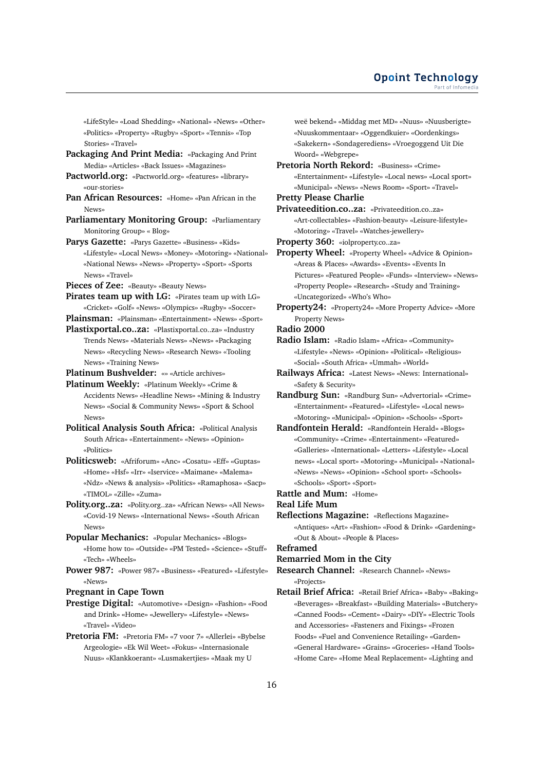«LifeStyle» «Load Shedding» «National» «News» «Other» «Politics» «Property» «Rugby» «Sport» «Tennis» «Top Stories» «Travel»

**Packaging And Print Media:** «Packaging And Print Media» «Articles» «Back Issues» «Magazines»

**Pactworld.org:** «Pactworld.org» «features» «library» «our-stories»

**Pan African Resources:** «Home» «Pan African in the News»

**Parliamentary Monitoring Group:** «Parliamentary Monitoring Group» « Blog»

**Parys Gazette:** «Parys Gazette» «Business» «Kids» «Lifestyle» «Local News» «Money» «Motoring» «National» «National News» «News» «Property» «Sport» «Sports News» «Travel»

**Pieces of Zee:** «Beauty» «Beauty News»

**Pirates team up with LG:** «Pirates team up with LG» «Cricket» «Golf» «News» «Olympics» «Rugby» «Soccer»

**Plainsman:** «Plainsman» «Entertainment» «News» «Sport»

**Plastixportal.co..za:** «Plastixportal.co..za» «Industry Trends News» «Materials News» «News» «Packaging News» «Recycling News» «Research News» «Tooling News» «Training News»

**Platinum Bushvelder:** «» «Article archives»

**Platinum Weekly:** «Platinum Weekly» «Crime & Accidents News» «Headline News» «Mining & Industry News» «Social & Community News» «Sport & School News»

**Political Analysis South Africa:** «Political Analysis South Africa» «Entertainment» «News» «Opinion» «Politics»

**Politicsweb:** «Afriforum» «Anc» «Cosatu» «Eff» «Guptas» «Home» «Hsf» «Irr» «Iservice» «Maimane» «Malema» «Ndz» «News & analysis» «Politics» «Ramaphosa» «Sacp» «TIMOL» «Zille» «Zuma»

**Polity.org..za:** «Polity.org..za» «African News» «All News» «Covid-19 News» «International News» «South African News»

**Popular Mechanics:** «Popular Mechanics» «Blogs» «Home how to» «Outside» «PM Tested» «Science» «Stuff» «Tech» «Wheels»

**Power 987:** «Power 987» «Business» «Featured» «Lifestyle» «News»

**Pregnant in Cape Town**

**Prestige Digital:** «Automotive» «Design» «Fashion» «Food and Drink» «Home» «Jewellery» «Lifestyle» «News» «Travel» «Video»

**Pretoria FM:** «Pretoria FM» «7 voor 7» «Allerlei» «Bybelse Argeologie» «Ek Wil Weet» «Fokus» «Internasionale Nuus» «Klankkoerant» «Lusmakertjies» «Maak my U weë bekend» «Middag met MD» «Nuus» «Nuusberigte» «Nuuskommentaar» «Oggendkuier» «Oordenkings» «Sakekern» «Sondagerediens» «Vroegoggend Uit Die Woord» «Webgrepe»

**Pretoria North Rekord:** «Business» «Crime» «Entertainment» «Lifestyle» «Local news» «Local sport» «Municipal» «News» «News Room» «Sport» «Travel»

**Pretty Please Charlie**

**Privateedition.co..za:** «Privateedition.co..za» «Art-collectables» «Fashion-beauty» «Leisure-lifestyle» «Motoring» «Travel» «Watches-jewellery»

**Property 360:** «iolproperty.co..za»

**Property Wheel:** «Property Wheel» «Advice & Opinion» «Areas & Places» «Awards» «Events» «Events In Pictures» «Featured People» «Funds» «Interview» «News» «Property People» «Research» «Study and Training» «Uncategorized» «Who's Who»

**Property24:** «Property24» «More Property Advice» «More Property News»

**Radio 2000**

**Radio Islam:** «Radio Islam» «Africa» «Community» «Lifestyle» «News» «Opinion» «Political» «Religious» «Social» «South Africa» «Ummah» «World»

**Railways Africa:** «Latest News» «News: International» «Safety & Security»

**Randburg Sun:** «Randburg Sun» «Advertorial» «Crime» «Entertainment» «Featured» «Lifestyle» «Local news» «Motoring» «Municipal» «Opinion» «Schools» «Sport»

**Randfontein Herald:** «Randfontein Herald» «Blogs» «Community» «Crime» «Entertainment» «Featured» «Galleries» «International» «Letters» «Lifestyle» «Local news» «Local sport» «Motoring» «Municipal» «National» «News» «News» «Opinion» «School sport» «Schools» «Schools» «Sport» «Sport»

**Rattle and Mum:** «Home»

**Real Life Mum**

**Reflections Magazine:** «Reflections Magazine» «Antiques» «Art» «Fashion» «Food & Drink» «Gardening» «Out & About» «People & Places»

**Reframed**

**Remarried Mom in the City**

**Research Channel:** «Research Channel» «News» «Projects»

**Retail Brief Africa:** «Retail Brief Africa» «Baby» «Baking» «Beverages» «Breakfast» «Building Materials» «Butchery» «Canned Foods» «Cement» «Dairy» «DIY» «Electric Tools and Accessories» «Fasteners and Fixings» «Frozen Foods» «Fuel and Convenience Retailing» «Garden» «General Hardware» «Grains» «Groceries» «Hand Tools» «Home Care» «Home Meal Replacement» «Lighting and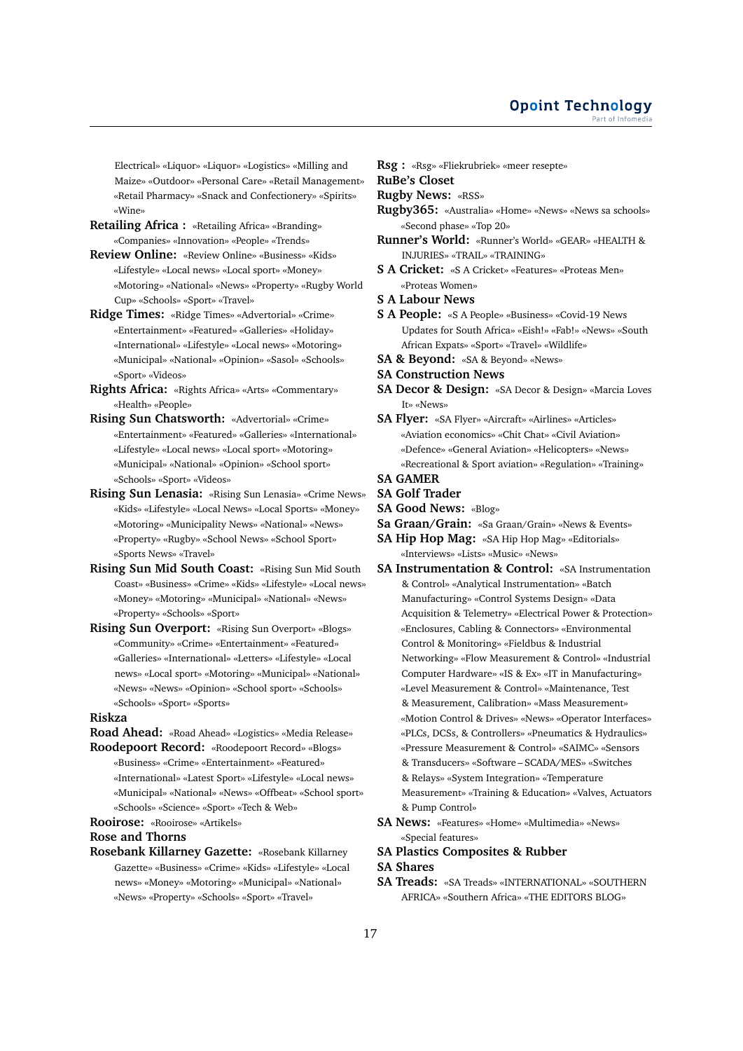Electrical» «Liquor» «Liquor» «Logistics» «Milling and Maize» «Outdoor» «Personal Care» «Retail Management» «Retail Pharmacy» «Snack and Confectionery» «Spirits» «Wine»

**Retailing Africa :** «Retailing Africa» «Branding» «Companies» «Innovation» «People» «Trends»

**Review Online:** «Review Online» «Business» «Kids» «Lifestyle» «Local news» «Local sport» «Money» «Motoring» «National» «News» «Property» «Rugby World Cup» «Schools» «Sport» «Travel»

**Ridge Times:** «Ridge Times» «Advertorial» «Crime» «Entertainment» «Featured» «Galleries» «Holiday» «International» «Lifestyle» «Local news» «Motoring» «Municipal» «National» «Opinion» «Sasol» «Schools» «Sport» «Videos»

**Rights Africa:** «Rights Africa» «Arts» «Commentary» «Health» «People»

**Rising Sun Chatsworth:** «Advertorial» «Crime» «Entertainment» «Featured» «Galleries» «International» «Lifestyle» «Local news» «Local sport» «Motoring» «Municipal» «National» «Opinion» «School sport» «Schools» «Sport» «Videos»

**Rising Sun Lenasia:** «Rising Sun Lenasia» «Crime News» «Kids» «Lifestyle» «Local News» «Local Sports» «Money» «Motoring» «Municipality News» «National» «News» «Property» «Rugby» «School News» «School Sport» «Sports News» «Travel»

**Rising Sun Mid South Coast:** «Rising Sun Mid South Coast» «Business» «Crime» «Kids» «Lifestyle» «Local news» «Money» «Motoring» «Municipal» «National» «News» «Property» «Schools» «Sport»

**Rising Sun Overport:** «Rising Sun Overport» «Blogs» «Community» «Crime» «Entertainment» «Featured» «Galleries» «International» «Letters» «Lifestyle» «Local news» «Local sport» «Motoring» «Municipal» «National» «News» «News» «Opinion» «School sport» «Schools» «Schools» «Sport» «Sports»

**Riskza**

**Road Ahead:** «Road Ahead» «Logistics» «Media Release»

**Roodepoort Record:** «Roodepoort Record» «Blogs» «Business» «Crime» «Entertainment» «Featured» «International» «Latest Sport» «Lifestyle» «Local news» «Municipal» «National» «News» «Offbeat» «School sport» «Schools» «Science» «Sport» «Tech & Web»

**Rooirose:** «Rooirose» «Artikels»

**Rose and Thorns**

**Rosebank Killarney Gazette:** «Rosebank Killarney Gazette» «Business» «Crime» «Kids» «Lifestyle» «Local news» «Money» «Motoring» «Municipal» «National» «News» «Property» «Schools» «Sport» «Travel»

**Rsg :** «Rsg» «Fliekrubriek» «meer resepte»

**RuBe's Closet**

**Rugby News:** «RSS»

**Rugby365:** «Australia» «Home» «News» «News sa schools» «Second phase» «Top 20»

**Runner's World:** «Runner's World» «GEAR» «HEALTH & INJURIES» «TRAIL» «TRAINING»

**S A Cricket:** «S A Cricket» «Features» «Proteas Men» «Proteas Women»

**S A Labour News**

**S A People:** «S A People» «Business» «Covid-19 News Updates for South Africa» «Eish!» «Fab!» «News» «South African Expats» «Sport» «Travel» «Wildlife»

**SA & Beyond:** «SA & Beyond» «News»

**SA Construction News**

**SA Decor & Design:** «SA Decor & Design» «Marcia Loves It» «News»

**SA Flyer:** «SA Flyer» «Aircraft» «Airlines» «Articles» «Aviation economics» «Chit Chat» «Civil Aviation» «Defence» «General Aviation» «Helicopters» «News» «Recreational & Sport aviation» «Regulation» «Training»

**SA GAMER**

**SA Golf Trader**

**SA Good News:** «Blog»

**Sa Graan/Grain:** «Sa Graan/Grain» «News & Events»

**SA Hip Hop Mag:** «SA Hip Hop Mag» «Editorials» «Interviews» «Lists» «Music» «News»

**SA Instrumentation & Control:** «SA Instrumentation & Control» «Analytical Instrumentation» «Batch Manufacturing» «Control Systems Design» «Data Acquisition & Telemetry» «Electrical Power & Protection» «Enclosures, Cabling & Connectors» «Environmental Control & Monitoring» «Fieldbus & Industrial Networking» «Flow Measurement & Control» «Industrial Computer Hardware» «IS & Ex» «IT in Manufacturing» «Level Measurement & Control» «Maintenance, Test & Measurement, Calibration» «Mass Measurement» «Motion Control & Drives» «News» «Operator Interfaces» «PLCs, DCSs, & Controllers» «Pneumatics & Hydraulics» «Pressure Measurement & Control» «SAIMC» «Sensors & Transducers» «Software – SCADA/MES» «Switches & Relays» «System Integration» «Temperature Measurement» «Training & Education» «Valves, Actuators & Pump Control»

**SA News:** «Features» «Home» «Multimedia» «News» «Special features»

**SA Plastics Composites & Rubber**

**SA Shares**

**SA Treads:** «SA Treads» «INTERNATIONAL» «SOUTHERN AFRICA» «Southern Africa» «THE EDITORS BLOG»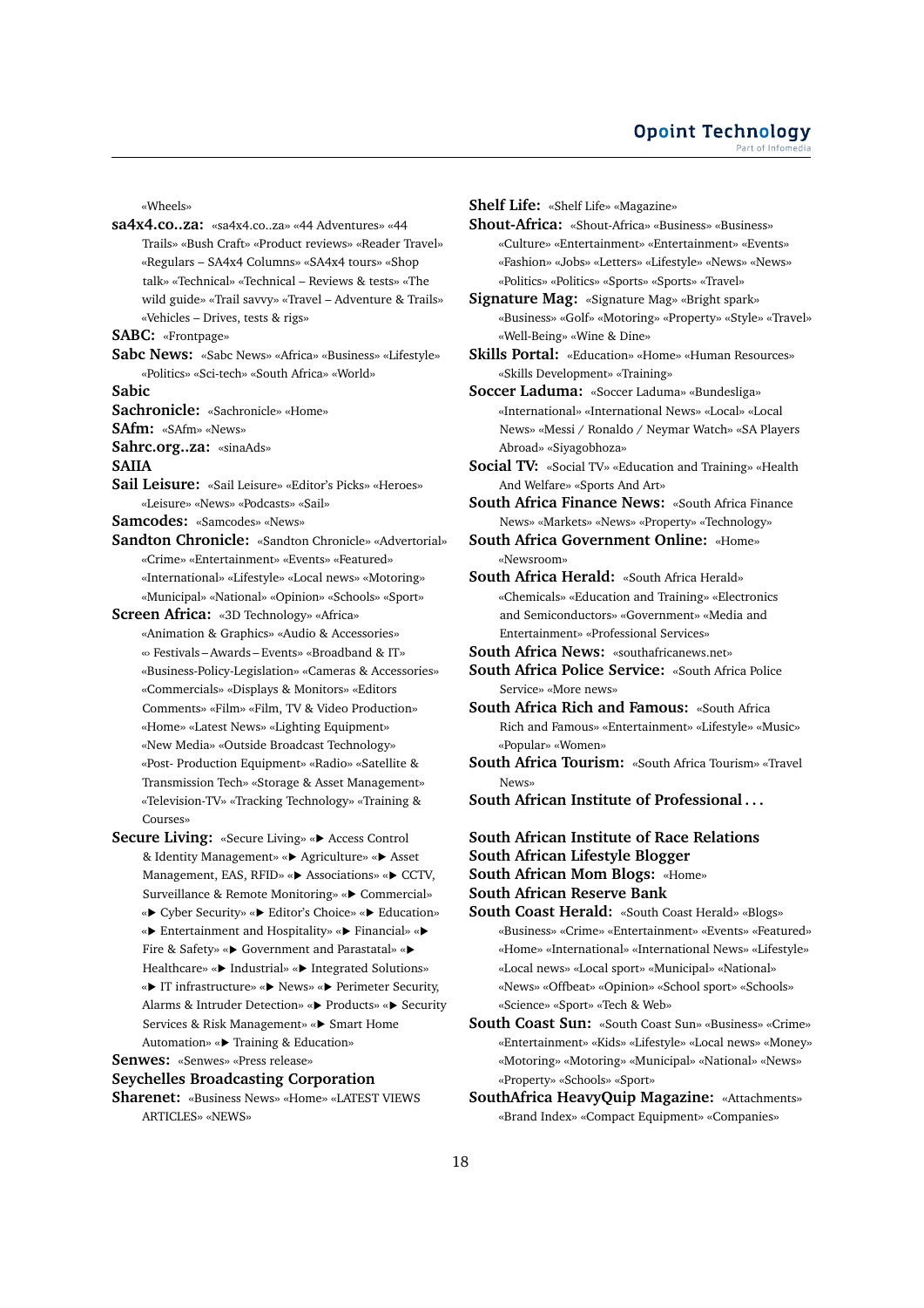«Wheels»

**sa4x4.co..za:** «sa4x4.co..za» «44 Adventures» «44 Trails» «Bush Craft» «Product reviews» «Reader Travel» «Regulars – SA4x4 Columns» «SA4x4 tours» «Shop talk» «Technical» «Technical – Reviews & tests» «The wild guide» «Trail savvy» «Travel – Adventure & Trails» «Vehicles – Drives, tests & rigs»

**SABC:** «Frontpage»

**Sabc News:** «Sabc News» «Africa» «Business» «Lifestyle» «Politics» «Sci-tech» «South Africa» «World»

**Sabic**

**Sachronicle:** «Sachronicle» «Home»

**SAfm:** «SAfm» «News»

**Sahrc.org..za:** «sinaAds»

**SAIIA**

**Sail Leisure:** «Sail Leisure» «Editor's Picks» «Heroes» «Leisure» «News» «Podcasts» «Sail»

**Samcodes:** «Samcodes» «News»

**Sandton Chronicle:** «Sandton Chronicle» «Advertorial» «Crime» «Entertainment» «Events» «Featured» «International» «Lifestyle» «Local news» «Motoring» «Municipal» «National» «Opinion» «Schools» «Sport»

**Screen Africa:** «3D Technology» «Africa» «Animation & Graphics» «Audio & Accessories» «» Festivals – Awards – Events» «Broadband & IT» «Business-Policy-Legislation» «Cameras & Accessories» «Commercials» «Displays & Monitors» «Editors Comments» «Film» «Film, TV & Video Production» «Home» «Latest News» «Lighting Equipment» «New Media» «Outside Broadcast Technology» «Post- Production Equipment» «Radio» «Satellite & Transmission Tech» «Storage & Asset Management» «Television-TV» «Tracking Technology» «Training & Courses»

**Secure Living:** «Secure Living» «▶ Access Control & Identity Management» «▶ Agriculture» «▶ Asset Management, EAS, RFID» «▶ Associations» «▶ CCTV, Surveillance & Remote Monitoring» «▶ Commercial» «▶ Cyber Security» «▶ Editor's Choice» «▶ Education» «▶ Entertainment and Hospitality» «▶ Financial» «▶ Fire & Safety» «▶ Government and Parastatal» «▶ Healthcare» «▶ Industrial» «▶ Integrated Solutions» «▶ IT infrastructure» «▶ News» «▶ Perimeter Security, Alarms & Intruder Detection» «▶ Products» «▶ Security Services & Risk Management» «▶ Smart Home Automation» «▶ Training & Education»

**Senwes:** «Senwes» «Press release»

**Seychelles Broadcasting Corporation**

**Sharenet:** «Business News» «Home» «LATEST VIEWS ARTICLES» «NEWS»

**Shelf Life:** «Shelf Life» «Magazine»

**Shout-Africa:** «Shout-Africa» «Business» «Business» «Culture» «Entertainment» «Entertainment» «Events» «Fashion» «Jobs» «Letters» «Lifestyle» «News» «News» «Politics» «Politics» «Sports» «Sports» «Travel»

**Signature Mag:** «Signature Mag» «Bright spark» «Business» «Golf» «Motoring» «Property» «Style» «Travel» «Well-Being» «Wine & Dine»

**Skills Portal:** «Education» «Home» «Human Resources» «Skills Development» «Training»

**Soccer Laduma:** «Soccer Laduma» «Bundesliga» «International» «International News» «Local» «Local News» «Messi / Ronaldo / Neymar Watch» «SA Players Abroad» «Siyagobhoza»

**Social TV:** «Social TV» «Education and Training» «Health And Welfare» «Sports And Art»

**South Africa Finance News:** «South Africa Finance News» «Markets» «News» «Property» «Technology»

**South Africa Government Online:** «Home» «Newsroom»

**South Africa Herald:** «South Africa Herald» «Chemicals» «Education and Training» «Electronics and Semiconductors» «Government» «Media and Entertainment» «Professional Services»

**South Africa News:** «southafricanews.net»

**South Africa Police Service:** «South Africa Police Service» «More news»

**South Africa Rich and Famous:** «South Africa Rich and Famous» «Entertainment» «Lifestyle» «Music» «Popular» «Women»

**South Africa Tourism:** «South Africa Tourism» «Travel News»

**South African Institute of Professional . . .**

**South African Institute of Race Relations**

**South African Lifestyle Blogger**

**South African Mom Blogs:** «Home»

**South African Reserve Bank**

**South Coast Herald:** «South Coast Herald» «Blogs» «Business» «Crime» «Entertainment» «Events» «Featured» «Home» «International» «International News» «Lifestyle» «Local news» «Local sport» «Municipal» «National» «News» «Offbeat» «Opinion» «School sport» «Schools» «Science» «Sport» «Tech & Web»

**South Coast Sun:** «South Coast Sun» «Business» «Crime» «Entertainment» «Kids» «Lifestyle» «Local news» «Money» «Motoring» «Motoring» «Municipal» «National» «News» «Property» «Schools» «Sport»

**SouthAfrica HeavyQuip Magazine:** «Attachments» «Brand Index» «Compact Equipment» «Companies»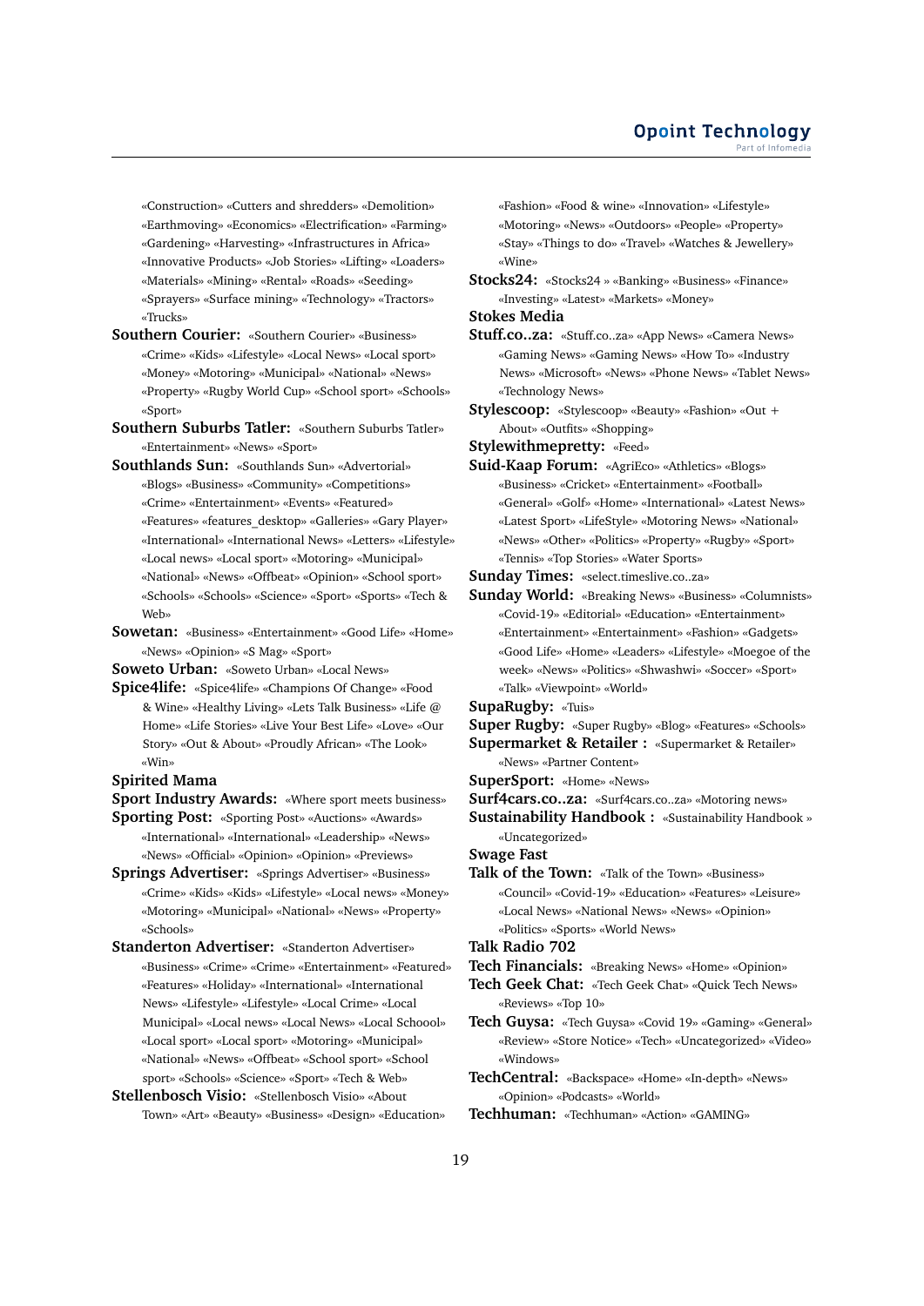«Construction» «Cutters and shredders» «Demolition» «Earthmoving» «Economics» «Electrification» «Farming» «Gardening» «Harvesting» «Infrastructures in Africa» «Innovative Products» «Job Stories» «Lifting» «Loaders» «Materials» «Mining» «Rental» «Roads» «Seeding» «Sprayers» «Surface mining» «Technology» «Tractors» «Trucks»

**Southern Courier:** «Southern Courier» «Business» «Crime» «Kids» «Lifestyle» «Local News» «Local sport» «Money» «Motoring» «Municipal» «National» «News» «Property» «Rugby World Cup» «School sport» «Schools» «Sport»

**Southern Suburbs Tatler:** «Southern Suburbs Tatler» «Entertainment» «News» «Sport»

**Southlands Sun:** «Southlands Sun» «Advertorial» «Blogs» «Business» «Community» «Competitions» «Crime» «Entertainment» «Events» «Featured» «Features» «features_desktop» «Galleries» «Gary Player» «International» «International News» «Letters» «Lifestyle» «Local news» «Local sport» «Motoring» «Municipal» «National» «News» «Offbeat» «Opinion» «School sport» «Schools» «Schools» «Science» «Sport» «Sports» «Tech & Web»

**Sowetan:** «Business» «Entertainment» «Good Life» «Home» «News» «Opinion» «S Mag» «Sport»

**Soweto Urban:** «Soweto Urban» «Local News»

**Spice4life:** «Spice4life» «Champions Of Change» «Food & Wine» «Healthy Living» «Lets Talk Business» «Life @ Home» «Life Stories» «Live Your Best Life» «Love» «Our Story» «Out & About» «Proudly African» «The Look» «Win»

**Spirited Mama**

**Sport Industry Awards:** «Where sport meets business»

**Sporting Post:** «Sporting Post» «Auctions» «Awards» «International» «International» «Leadership» «News» «News» «Official» «Opinion» «Opinion» «Previews»

**Springs Advertiser:** «Springs Advertiser» «Business» «Crime» «Kids» «Kids» «Lifestyle» «Local news» «Money» «Motoring» «Municipal» «National» «News» «Property» «Schools»

**Standerton Advertiser:** «Standerton Advertiser» «Business» «Crime» «Crime» «Entertainment» «Featured» «Features» «Holiday» «International» «International News» «Lifestyle» «Lifestyle» «Local Crime» «Local Municipal» «Local news» «Local News» «Local Schoool» «Local sport» «Local sport» «Motoring» «Municipal» «National» «News» «Offbeat» «School sport» «School sport» «Schools» «Science» «Sport» «Tech & Web»

**Stellenbosch Visio:** «Stellenbosch Visio» «About Town» «Art» «Beauty» «Business» «Design» «Education» «Fashion» «Food & wine» «Innovation» «Lifestyle» «Motoring» «News» «Outdoors» «People» «Property» «Stay» «Things to do» «Travel» «Watches & Jewellery» «Wine»

**Stocks24:** «Stocks24 » «Banking» «Business» «Finance» «Investing» «Latest» «Markets» «Money»

**Stokes Media**

**Stuff.co..za:** «Stuff.co..za» «App News» «Camera News» «Gaming News» «Gaming News» «How To» «Industry News» «Microsoft» «News» «Phone News» «Tablet News» «Technology News»

**Stylescoop:** «Stylescoop» «Beauty» «Fashion» «Out + About» «Outfits» «Shopping»

**Stylewithmepretty:** «Feed»

**Suid-Kaap Forum:** «AgriEco» «Athletics» «Blogs» «Business» «Cricket» «Entertainment» «Football» «General» «Golf» «Home» «International» «Latest News» «Latest Sport» «LifeStyle» «Motoring News» «National» «News» «Other» «Politics» «Property» «Rugby» «Sport» «Tennis» «Top Stories» «Water Sports»

**Sunday Times:** «select.timeslive.co..za»

**Sunday World:** «Breaking News» «Business» «Columnists» «Covid-19» «Editorial» «Education» «Entertainment» «Entertainment» «Entertainment» «Fashion» «Gadgets» «Good Life» «Home» «Leaders» «Lifestyle» «Moegoe of the week» «News» «Politics» «Shwashwi» «Soccer» «Sport» «Talk» «Viewpoint» «World»

**SupaRugby:** «Tuis»

**Super Rugby:** «Super Rugby» «Blog» «Features» «Schools»

**Supermarket & Retailer :** «Supermarket & Retailer» «News» «Partner Content»

**SuperSport:** «Home» «News»

**Surf4cars.co..za:** «Surf4cars.co..za» «Motoring news»

**Sustainability Handbook :** «Sustainability Handbook » «Uncategorized»

**Swage Fast**

**Talk of the Town:** «Talk of the Town» «Business» «Council» «Covid-19» «Education» «Features» «Leisure» «Local News» «National News» «News» «Opinion» «Politics» «Sports» «World News»

**Talk Radio 702**

**Tech Financials:** «Breaking News» «Home» «Opinion»

**Tech Geek Chat:** «Tech Geek Chat» «Quick Tech News» «Reviews» «Top 10»

**Tech Guysa:** «Tech Guysa» «Covid 19» «Gaming» «General» «Review» «Store Notice» «Tech» «Uncategorized» «Video» «Windows»

**TechCentral:** «Backspace» «Home» «In-depth» «News» «Opinion» «Podcasts» «World»

**Techhuman:** «Techhuman» «Action» «GAMING»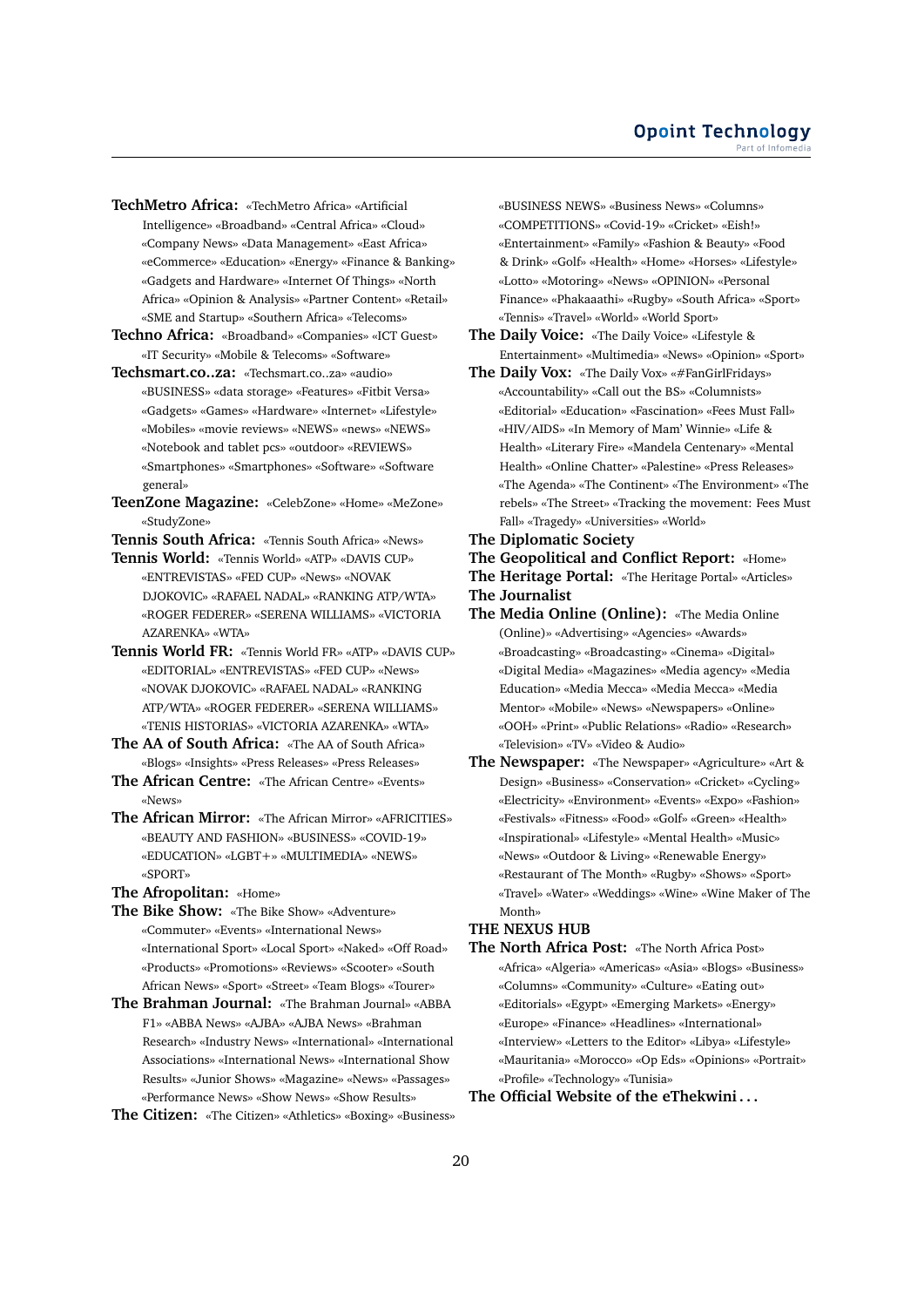**TechMetro Africa:** «TechMetro Africa» «Artificial Intelligence» «Broadband» «Central Africa» «Cloud» «Company News» «Data Management» «East Africa» «eCommerce» «Education» «Energy» «Finance & Banking» «Gadgets and Hardware» «Internet Of Things» «North Africa» «Opinion & Analysis» «Partner Content» «Retail» «SME and Startup» «Southern Africa» «Telecoms»

**Techno Africa:** «Broadband» «Companies» «ICT Guest» «IT Security» «Mobile & Telecoms» «Software»

**Techsmart.co..za:** «Techsmart.co..za» «audio» «BUSINESS» «data storage» «Features» «Fitbit Versa» «Gadgets» «Games» «Hardware» «Internet» «Lifestyle» «Mobiles» «movie reviews» «NEWS» «news» «NEWS» «Notebook and tablet pcs» «outdoor» «REVIEWS» «Smartphones» «Smartphones» «Software» «Software general»

**TeenZone Magazine:** «CelebZone» «Home» «MeZone» «StudyZone»

**Tennis South Africa:** «Tennis South Africa» «News»

**Tennis World:** «Tennis World» «ATP» «DAVIS CUP» «ENTREVISTAS» «FED CUP» «News» «NOVAK DJOKOVIC» «RAFAEL NADAL» «RANKING ATP/WTA» «ROGER FEDERER» «SERENA WILLIAMS» «VICTORIA AZARENKA» «WTA»

**Tennis World FR:** «Tennis World FR» «ATP» «DAVIS CUP» «EDITORIAL» «ENTREVISTAS» «FED CUP» «News» «NOVAK DJOKOVIC» «RAFAEL NADAL» «RANKING ATP/WTA» «ROGER FEDERER» «SERENA WILLIAMS» «TENIS HISTORIAS» «VICTORIA AZARENKA» «WTA»

**The AA of South Africa:** «The AA of South Africa» «Blogs» «Insights» «Press Releases» «Press Releases»

**The African Centre:** «The African Centre» «Events» «News»

**The African Mirror:** «The African Mirror» «AFRICITIES» «BEAUTY AND FASHION» «BUSINESS» «COVID-19» «EDUCATION» «LGBT+» «MULTIMEDIA» «NEWS» «SPORT»

**The Afropolitan:** «Home»

**The Bike Show:** «The Bike Show» «Adventure» «Commuter» «Events» «International News» «International Sport» «Local Sport» «Naked» «Off Road» «Products» «Promotions» «Reviews» «Scooter» «South African News» «Sport» «Street» «Team Blogs» «Tourer»

**The Brahman Journal:** «The Brahman Journal» «ABBA F1» «ABBA News» «AJBA» «AJBA News» «Brahman Research» «Industry News» «International» «International Associations» «International News» «International Show Results» «Junior Shows» «Magazine» «News» «Passages» «Performance News» «Show News» «Show Results»

**The Citizen:** «The Citizen» «Athletics» «Boxing» «Business» «BUSINESS NEWS» «Business News» «Columns» «COMPETITIONS» «Covid-19» «Cricket» «Eish!» «Entertainment» «Family» «Fashion & Beauty» «Food & Drink» «Golf» «Health» «Home» «Horses» «Lifestyle» «Lotto» «Motoring» «News» «OPINION» «Personal Finance» «Phakaaathi» «Rugby» «South Africa» «Sport» «Tennis» «Travel» «World» «World Sport»

**The Daily Voice:** «The Daily Voice» «Lifestyle & Entertainment» «Multimedia» «News» «Opinion» «Sport»

**The Daily Vox:** «The Daily Vox» «#FanGirlFridays» «Accountability» «Call out the BS» «Columnists» «Editorial» «Education» «Fascination» «Fees Must Fall» «HIV/AIDS» «In Memory of Mam' Winnie» «Life & Health» «Literary Fire» «Mandela Centenary» «Mental Health» «Online Chatter» «Palestine» «Press Releases» «The Agenda» «The Continent» «The Environment» «The rebels» «The Street» «Tracking the movement: Fees Must Fall» «Tragedy» «Universities» «World»

**The Diplomatic Society**

**The Geopolitical and Conflict Report:** «Home»

**The Heritage Portal:** «The Heritage Portal» «Articles»

**The Journalist**

**The Media Online (Online):** «The Media Online (Online)» «Advertising» «Agencies» «Awards» «Broadcasting» «Broadcasting» «Cinema» «Digital» «Digital Media» «Magazines» «Media agency» «Media Education» «Media Mecca» «Media Mecca» «Media Mentor» «Mobile» «News» «Newspapers» «Online» «OOH» «Print» «Public Relations» «Radio» «Research» «Television» «TV» «Video & Audio»

**The Newspaper:** «The Newspaper» «Agriculture» «Art & Design» «Business» «Conservation» «Cricket» «Cycling» «Electricity» «Environment» «Events» «Expo» «Fashion» «Festivals» «Fitness» «Food» «Golf» «Green» «Health» «Inspirational» «Lifestyle» «Mental Health» «Music» «News» «Outdoor & Living» «Renewable Energy» «Restaurant of The Month» «Rugby» «Shows» «Sport» «Travel» «Water» «Weddings» «Wine» «Wine Maker of The Month»

**THE NEXUS HUB**

**The North Africa Post:** «The North Africa Post» «Africa» «Algeria» «Americas» «Asia» «Blogs» «Business» «Columns» «Community» «Culture» «Eating out» «Editorials» «Egypt» «Emerging Markets» «Energy» «Europe» «Finance» «Headlines» «International» «Interview» «Letters to the Editor» «Libya» «Lifestyle» «Mauritania» «Morocco» «Op Eds» «Opinions» «Portrait» «Profile» «Technology» «Tunisia»

**The Official Website of the eThekwini . . .**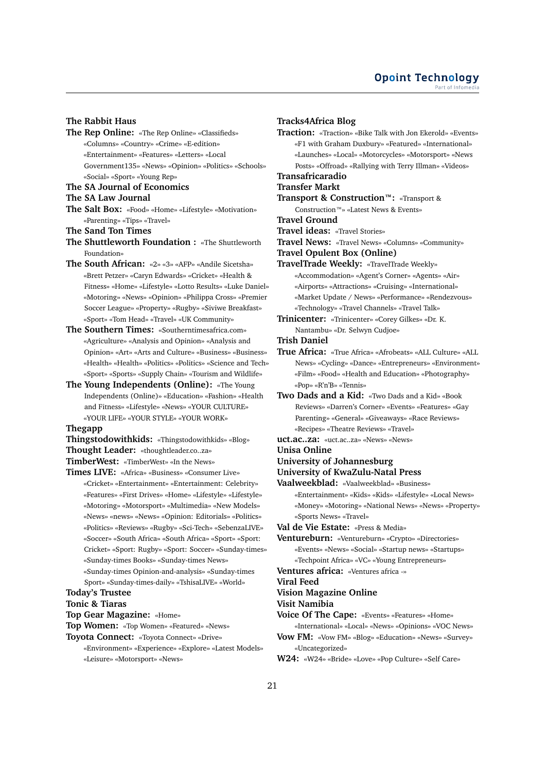**The Rabbit Haus**

**The Rep Online:** «The Rep Online» «Classifieds» «Columns» «Country» «Crime» «E-edition» «Entertainment» «Features» «Letters» «Local Government135» «News» «Opinion» «Politics» «Schools» «Social» «Sport» «Young Rep»

**The SA Journal of Economics**

**The SA Law Journal**

**The Salt Box:** «Food» «Home» «Lifestyle» «Motivation» «Parenting» «Tips» «Travel»

**The Sand Ton Times**

**The Shuttleworth Foundation :** «The Shuttleworth Foundation»

**The South African:** «2» «3» «AFP» «Andile Sicetsha» «Brett Petzer» «Caryn Edwards» «Cricket» «Health & Fitness» «Home» «Lifestyle» «Lotto Results» «Luke Daniel» «Motoring» «News» «Opinion» «Philippa Cross» «Premier Soccer League» «Property» «Rugby» «Siviwe Breakfast» «Sport» «Tom Head» «Travel» «UK Community»

**The Southern Times:** «Southerntimesafrica.com» «Agriculture» «Analysis and Opinion» «Analysis and Opinion» «Art» «Arts and Culture» «Business» «Business» «Health» «Health» «Politics» «Politics» «Science and Tech» «Sport» «Sports» «Supply Chain» «Tourism and Wildlife»

**The Young Independents (Online):** «The Young Independents (Online)» «Education» «Fashion» «Health and Fitness» «Lifestyle» «News» «YOUR CULTURE» «YOUR LIFE» «YOUR STYLE» «YOUR WORK»

**Thegapp**

**Thingstodowithkids:** «Thingstodowithkids» «Blog»

**Thought Leader:** «thoughtleader.co..za»

**TimberWest:** «TimberWest» «In the News»

**Times LIVE:** «Africa» «Business» «Consumer Live» «Cricket» «Entertainment» «Entertainment: Celebrity» «Features» «First Drives» «Home» «Lifestyle» «Lifestyle» «Motoring» «Motorsport» «Multimedia» «New Models» «News» «news» «News» «Opinion: Editorials» «Politics» «Politics» «Reviews» «Rugby» «Sci-Tech» «SebenzaLIVE» «Soccer» «South Africa» «South Africa» «Sport» «Sport: Cricket» «Sport: Rugby» «Sport: Soccer» «Sunday-times» «Sunday-times Books» «Sunday-times News» «Sunday-times Opinion-and-analysis» «Sunday-times Sport» «Sunday-times-daily» «TshisaLIVE» «World»

**Today's Trustee**

**Tonic & Tiaras**

**Top Gear Magazine:** «Home»

**Top Women:** «Top Women» «Featured» «News»

**Toyota Connect:** «Toyota Connect» «Drive» «Environment» «Experience» «Explore» «Latest Models» «Leisure» «Motorsport» «News»

**Tracks4Africa Blog**

**Traction:** «Traction» «Bike Talk with Jon Ekerold» «Events» «F1 with Graham Duxbury» «Featured» «International» «Launches» «Local» «Motorcycles» «Motorsport» «News Posts» «Offroad» «Rallying with Terry Illman» «Videos»

**Transafricaradio**

**Transfer Markt**

**Transport & Construction™:** «Transport & Construction™» «Latest News & Events»

**Travel Ground**

**Travel ideas:** «Travel Stories»

**Travel News:** «Travel News» «Columns» «Community»

**Travel Opulent Box (Online)**

**TravelTrade Weekly:** «TravelTrade Weekly» «Accommodation» «Agent's Corner» «Agents» «Air» «Airports» «Attractions» «Cruising» «International» «Market Update / News» «Performance» «Rendezvous» «Technology» «Travel Channels» «Travel Talk»

**Trinicenter:** «Trinicenter» «Corey Gilkes» «Dr. K. Nantambu» «Dr. Selwyn Cudjoe»

**Trish Daniel**

**True Africa:** «True Africa» «Afrobeats» «ALL Culture» «ALL News» «Cycling» «Dance» «Entrepreneurs» «Environment» «Film» «Food» «Health and Education» «Photography» «Pop» «R'n'B» «Tennis»

**Two Dads and a Kid:** «Two Dads and a Kid» «Book Reviews» «Darren's Corner» «Events» «Features» «Gay Parenting» «General» «Giveaways» «Race Reviews» «Recipes» «Theatre Reviews» «Travel»

**uct.ac..za:** «uct.ac..za» «News» «News»

**Unisa Online**

**University of Johannesburg**

**University of KwaZulu-Natal Press**

**Vaalweekblad:** «Vaalweekblad» «Business» «Entertainment» «Kids» «Kids» «Lifestyle» «Local News» «Money» «Motoring» «National News» «News» «Property» «Sports News» «Travel»

**Val de Vie Estate:** «Press & Media»

**Ventureburn:** «Ventureburn» «Crypto» «Directories» «Events» «News» «Social» «Startup news» «Startups» «Techpoint Africa» «VC» «Young Entrepreneurs»

**Ventures africa:** «Ventures africa -»

**Viral Feed**

**Vision Magazine Online**

**Visit Namibia**

**Voice Of The Cape:** «Events» «Features» «Home» «International» «Local» «News» «Opinions» «VOC News»

**Vow FM:** «Vow FM» «Blog» «Education» «News» «Survey» «Uncategorized»

**W24:** «W24» «Bride» «Love» «Pop Culture» «Self Care»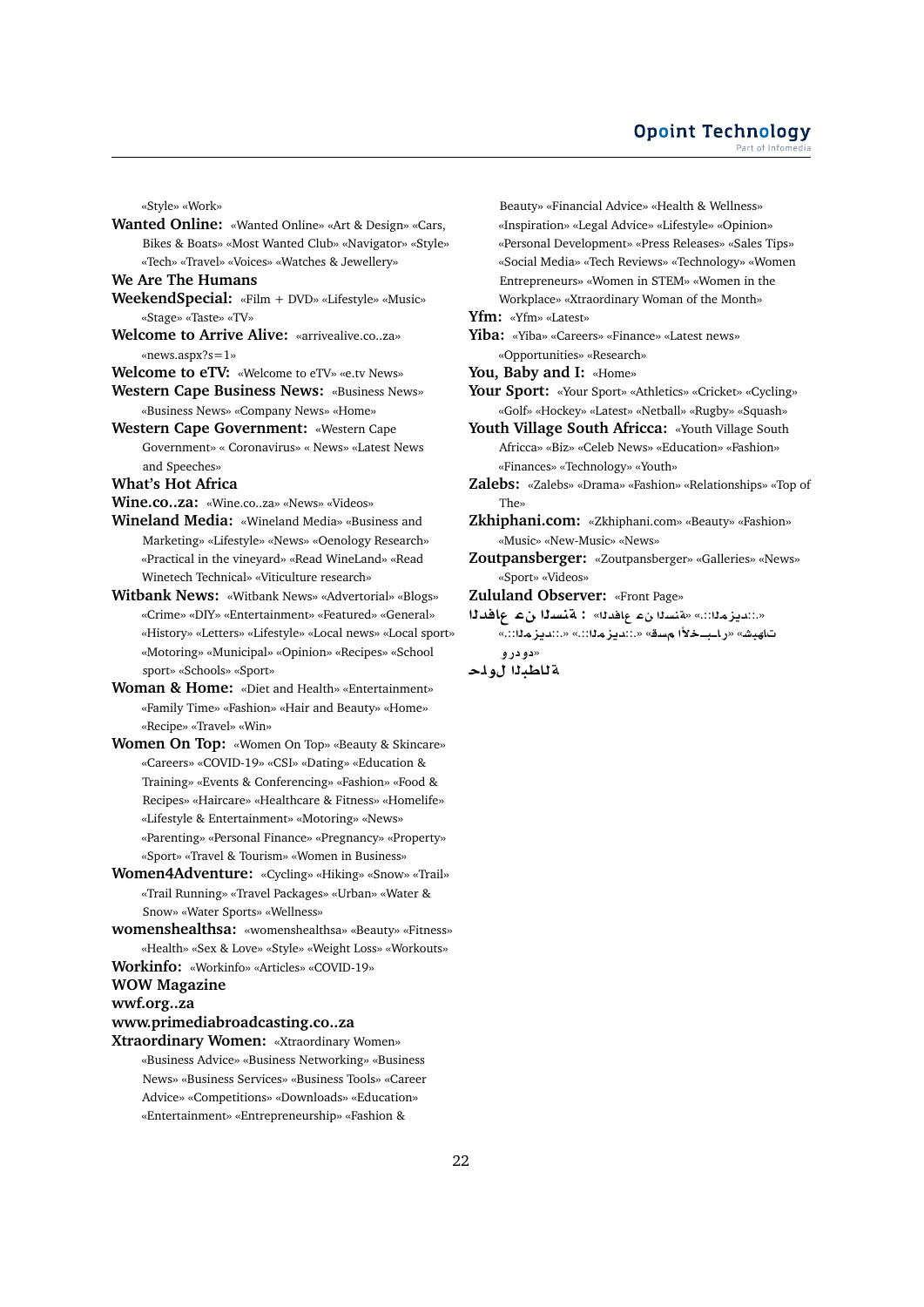«Style» «Work»

**Wanted Online:** «Wanted Online» «Art & Design» «Cars, Bikes & Boats» «Most Wanted Club» «Navigator» «Style» «Tech» «Travel» «Voices» «Watches & Jewellery»

**We Are The Humans**

**WeekendSpecial:** «Film + DVD» «Lifestyle» «Music» «Stage» «Taste» «TV»

**Welcome to Arrive Alive:** «arrivealive.co..za» «news.aspx?s=1»

**Welcome to eTV:** «Welcome to eTV» «e.tv News»

**Western Cape Business News:** «Business News» «Business News» «Company News» «Home»

**Western Cape Government:** «Western Cape Government» « Coronavirus» « News» «Latest News and Speeches»

**What's Hot Africa**

**Wine.co..za:** «Wine.co..za» «News» «Videos»

**Wineland Media:** «Wineland Media» «Business and Marketing» «Lifestyle» «News» «Oenology Research» «Practical in the vineyard» «Read WineLand» «Read Winetech Technical» «Viticulture research»

**Witbank News:** «Witbank News» «Advertorial» «Blogs» «Crime» «DIY» «Entertainment» «Featured» «General» «History» «Letters» «Lifestyle» «Local news» «Local sport» «Motoring» «Municipal» «Opinion» «Recipes» «School sport» «Schools» «Sport»

**Woman & Home:** «Diet and Health» «Entertainment» «Family Time» «Fashion» «Hair and Beauty» «Home» «Recipe» «Travel» «Win»

**Women On Top:** «Women On Top» «Beauty & Skincare» «Careers» «COVID-19» «CSI» «Dating» «Education & Training» «Events & Conferencing» «Fashion» «Food & Recipes» «Haircare» «Healthcare & Fitness» «Homelife» «Lifestyle & Entertainment» «Motoring» «News» «Parenting» «Personal Finance» «Pregnancy» «Property» «Sport» «Travel & Tourism» «Women in Business»

**Women4Adventure:** «Cycling» «Hiking» «Snow» «Trail» «Trail Running» «Travel Packages» «Urban» «Water & Snow» «Water Sports» «Wellness»

**womenshealthsa:** «womenshealthsa» «Beauty» «Fitness» «Health» «Sex & Love» «Style» «Weight Loss» «Workouts»

**Workinfo:** «Workinfo» «Articles» «COVID-19»

**WOW Magazine**

**wwf.org..za**

**www.primediabroadcasting.co..za**

**Xtraordinary Women:** «Xtraordinary Women» «Business Advice» «Business Networking» «Business News» «Business Services» «Business Tools» «Career Advice» «Competitions» «Downloads» «Education» «Entertainment» «Entrepreneurship» «Fashion & Beauty» «Financial Advice» «Health & Wellness» «Inspiration» «Legal Advice» «Lifestyle» «Opinion» «Personal Development» «Press Releases» «Sales Tips» «Social Media» «Tech Reviews» «Technology» «Women Entrepreneurs» «Women in STEM» «Women in the Workplace» «Xtraordinary Woman of the Month»

**Yfm:** «Yfm» «Latest»

**Yiba:** «Yiba» «Careers» «Finance» «Latest news» «Opportunities» «Research»

**You, Baby and I:** «Home»

**Your Sport:** «Your Sport» «Athletics» «Cricket» «Cycling» «Golf» «Hockey» «Latest» «Netball» «Rugby» «Squash»

**Youth Village South Africca:** «Youth Village South Africca» «Biz» «Celeb News» «Education» «Fashion» «Finances» «Technology» «Youth»

**Zalebs:** «Zalebs» «Drama» «Fashion» «Relationships» «Top of The»

**Zkhiphani.com:** «Zkhiphani.com» «Beauty» «Fashion» «Music» «New-Music» «News»

**Zoutpansberger:** «Zoutpansberger» «Galleries» «News» «Sport» «Videos»

**Zululand Observer:** «Front Page»

**الدفاع عن السنة :** «الدفاع عن السنة» «المزيد:::.» «شبهات» «قسم الأخـبـار» «المزيد:::.» «المزيد:::.» «ردود»

**حلول البطالة**